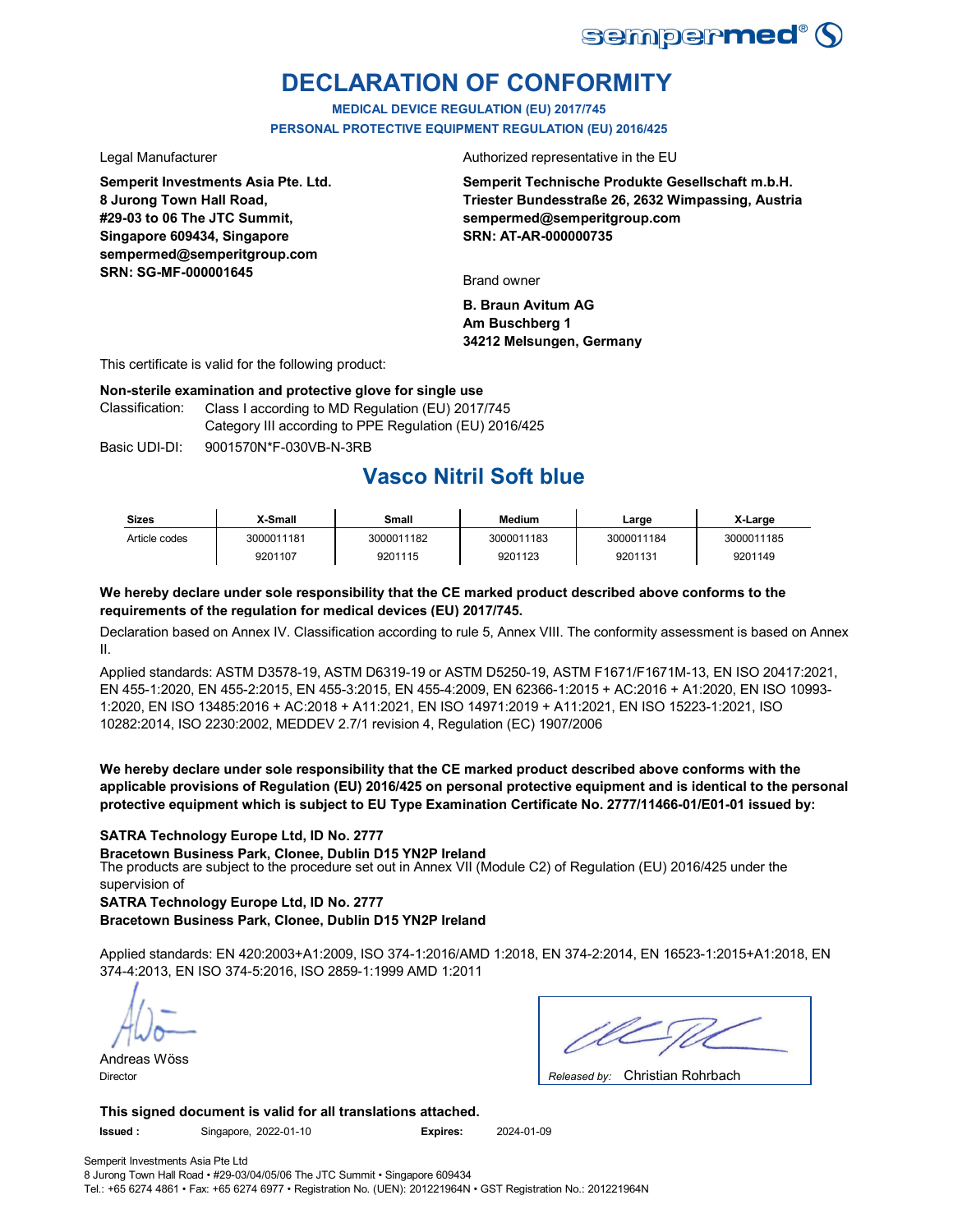# DECLARATION OF CONFORMITY

**MEDICAL DEVICE REGULATION (EU) 2017/745**
**PERSONAL PROTECTIVE EQUIPMENT REGULATION (EU) 2016/425**

Legal Manufacturer

**Semperit Investments Asia Pte. Ltd.**
**8 Jurong Town Hall Road,**
**#29-03 to 06 The JTC Summit,**
**Singapore 609434, Singapore**
**sempermed@semperitgroup.com**
**SRN: SG-MF-000001645**

Authorized representative in the EU

**Semperit Technische Produkte Gesellschaft m.b.H.**
**Triester Bundesstraße 26, 2632 Wimpassing, Austria**
**sempermed@semperitgroup.com**
**SRN: AT-AR-000000735**

Brand owner

**B. Braun Avitum AG**
**Am Buschberg 1**
**34212 Melsungen, Germany**

This certificate is valid for the following product:

**Non-sterile examination and protective glove for single use**

Classification: Class I according to MD Regulation (EU) 2017/745
Category III according to PPE Regulation (EU) 2016/425

Basic UDI-DI: 9001570N*F-030VB-N-3RB

## Vasco Nitril Soft blue

| Sizes | X-Small | Small | Medium | Large | X-Large |
|---|---|---|---|---|---|
| Article codes | 3000011181 | 3000011182 | 3000011183 | 3000011184 | 3000011185 |
| | 9201107 | 9201115 | 9201123 | 9201131 | 9201149 |

**We hereby declare under sole responsibility that the CE marked product described above conforms to the requirements of the regulation for medical devices (EU) 2017/745.**

Declaration based on Annex IV. Classification according to rule 5, Annex VIII. The conformity assessment is based on Annex II.

Applied standards: ASTM D3578-19, ASTM D6319-19 or ASTM D5250-19, ASTM F1671/F1671M-13, EN ISO 20417:2021, EN 455-1:2020, EN 455-2:2015, EN 455-3:2015, EN 455-4:2009, EN 62366-1:2015 + AC:2016 + A1:2020, EN ISO 10993-1:2020, EN ISO 13485:2016 + AC:2018 + A11:2021, EN ISO 14971:2019 + A11:2021, EN ISO 15223-1:2021, ISO 10282:2014, ISO 2230:2002, MEDDEV 2.7/1 revision 4, Regulation (EC) 1907/2006

**We hereby declare under sole responsibility that the CE marked product described above conforms with the applicable provisions of Regulation (EU) 2016/425 on personal protective equipment and is identical to the personal protective equipment which is subject to EU Type Examination Certificate No. 2777/11466-01/E01-01 issued by:**

**SATRA Technology Europe Ltd, ID No. 2777**
**Bracetown Business Park, Clonee, Dublin D15 YN2P Ireland**

The products are subject to the procedure set out in Annex VII (Module C2) of Regulation (EU) 2016/425 under the supervision of

**SATRA Technology Europe Ltd, ID No. 2777**
**Bracetown Business Park, Clonee, Dublin D15 YN2P Ireland**

Applied standards: EN 420:2003+A1:2009, ISO 374-1:2016/AMD 1:2018, EN 374-2:2014, EN 16523-1:2015+A1:2018, EN 374-4:2013, EN ISO 374-5:2016, ISO 2859-1:1999 AMD 1:2011

Andreas Wöss
Director

*Released by:* Christian Rohrbach

**This signed document is valid for all translations attached.**

**Issued :** Singapore, 2022-01-10 **Expires:** 2024-01-09

Semperit Investments Asia Pte Ltd
8 Jurong Town Hall Road • #29-03/04/05/06 The JTC Summit • Singapore 609434
Tel.: +65 6274 4861 • Fax: +65 6274 6977 • Registration No. (UEN): 201221964N • GST Registration No.: 201221964N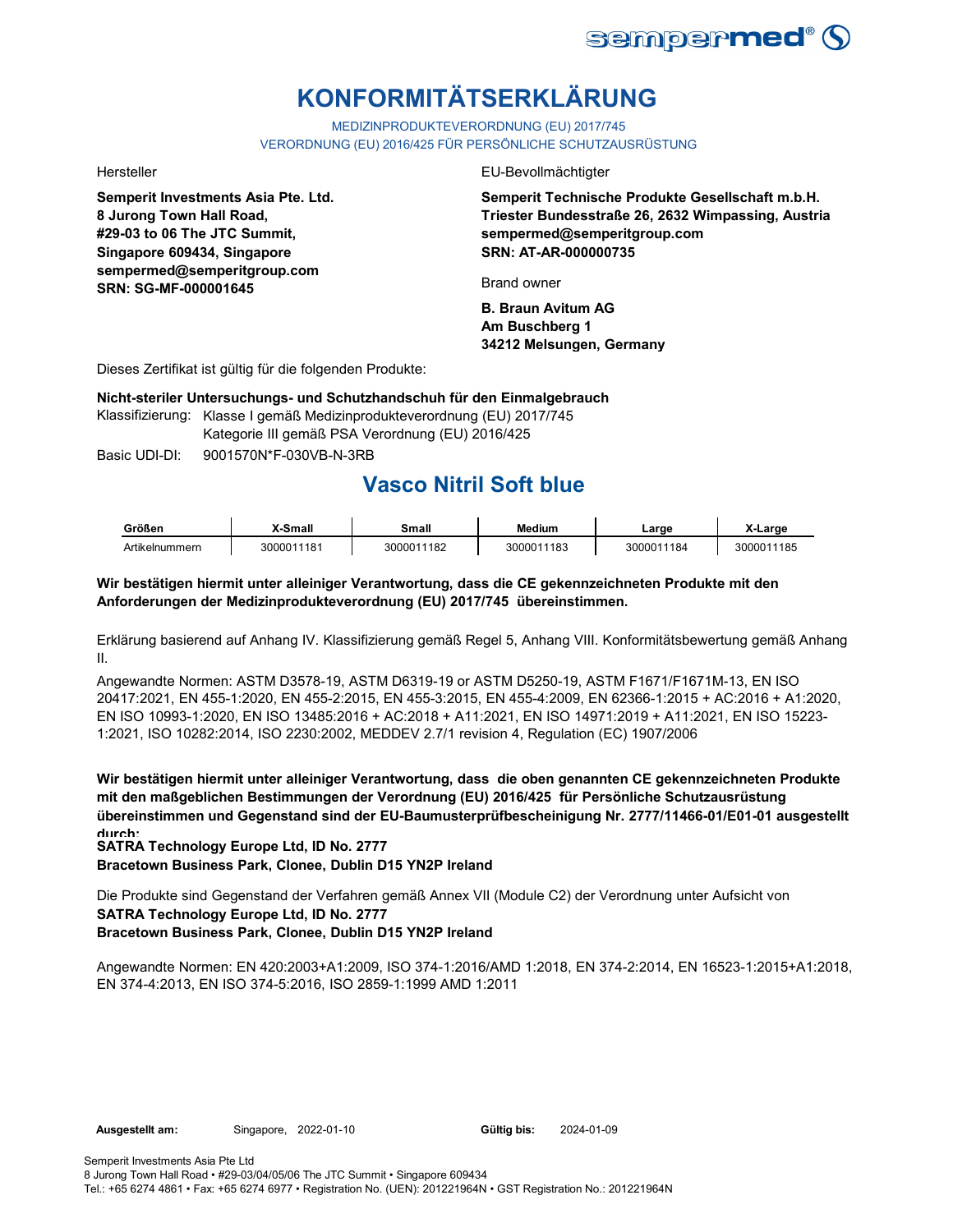# KONFORMITÄTSERKLÄRUNG

MEDIZINPRODUKTEVERORDNUNG (EU) 2017/745
VERORDNUNG (EU) 2016/425 FÜR PERSÖNLICHE SCHUTZAUSRÜSTUNG

Hersteller

**Semperit Investments Asia Pte. Ltd.**
**8 Jurong Town Hall Road,**
**#29-03 to 06 The JTC Summit,**
**Singapore 609434, Singapore**
**sempermed@semperitgroup.com**
**SRN: SG-MF-000001645**

EU-Bevollmächtigter

**Semperit Technische Produkte Gesellschaft m.b.H.**
**Triester Bundesstraße 26, 2632 Wimpassing, Austria**
**sempermed@semperitgroup.com**
**SRN: AT-AR-000000735**

Brand owner

**B. Braun Avitum AG**
**Am Buschberg 1**
**34212 Melsungen, Germany**

Dieses Zertifikat ist gültig für die folgenden Produkte:

**Nicht-steriler Untersuchungs- und Schutzhandschuh für den Einmalgebrauch**

Klassifizierung: Klasse I gemäß Medizinprodukteverordnung (EU) 2017/745
Kategorie III gemäß PSA Verordnung (EU) 2016/425

Basic UDI-DI: 9001570N*F-030VB-N-3RB

## Vasco Nitril Soft blue

| Größen | X-Small | Small | Medium | Large | X-Large |
|---|---|---|---|---|---|
| Artikelnummern | 3000011181 | 3000011182 | 3000011183 | 3000011184 | 3000011185 |

**Wir bestätigen hiermit unter alleiniger Verantwortung, dass die CE gekennzeichneten Produkte mit den Anforderungen der Medizinprodukteverordnung (EU) 2017/745 übereinstimmen.**

Erklärung basierend auf Anhang IV. Klassifizierung gemäß Regel 5, Anhang VIII. Konformitätsbewertung gemäß Anhang II.

Angewandte Normen: ASTM D3578-19, ASTM D6319-19 or ASTM D5250-19, ASTM F1671/F1671M-13, EN ISO 20417:2021, EN 455-1:2020, EN 455-2:2015, EN 455-3:2015, EN 455-4:2009, EN 62366-1:2015 + AC:2016 + A1:2020, EN ISO 10993-1:2020, EN ISO 13485:2016 + AC:2018 + A11:2021, EN ISO 14971:2019 + A11:2021, EN ISO 15223-1:2021, ISO 10282:2014, ISO 2230:2002, MEDDEV 2.7/1 revision 4, Regulation (EC) 1907/2006

**Wir bestätigen hiermit unter alleiniger Verantwortung, dass die oben genannten CE gekennzeichneten Produkte mit den maßgeblichen Bestimmungen der Verordnung (EU) 2016/425 für Persönliche Schutzausrüstung übereinstimmen und Gegenstand sind der EU-Baumusterprüfbescheinigung Nr. 2777/11466-01/E01-01 ausgestellt durch:**
**SATRA Technology Europe Ltd, ID No. 2777**
**Bracetown Business Park, Clonee, Dublin D15 YN2P Ireland**

Die Produkte sind Gegenstand der Verfahren gemäß Annex VII (Module C2) der Verordnung unter Aufsicht von
**SATRA Technology Europe Ltd, ID No. 2777**
**Bracetown Business Park, Clonee, Dublin D15 YN2P Ireland**

Angewandte Normen: EN 420:2003+A1:2009, ISO 374-1:2016/AMD 1:2018, EN 374-2:2014, EN 16523-1:2015+A1:2018, EN 374-4:2013, EN ISO 374-5:2016, ISO 2859-1:1999 AMD 1:2011

**Ausgestellt am:** Singapore, 2022-01-10 **Gültig bis:** 2024-01-09

Semperit Investments Asia Pte Ltd
8 Jurong Town Hall Road • #29-03/04/05/06 The JTC Summit • Singapore 609434
Tel.: +65 6274 4861 • Fax: +65 6274 6977 • Registration No. (UEN): 201221964N • GST Registration No.: 201221964N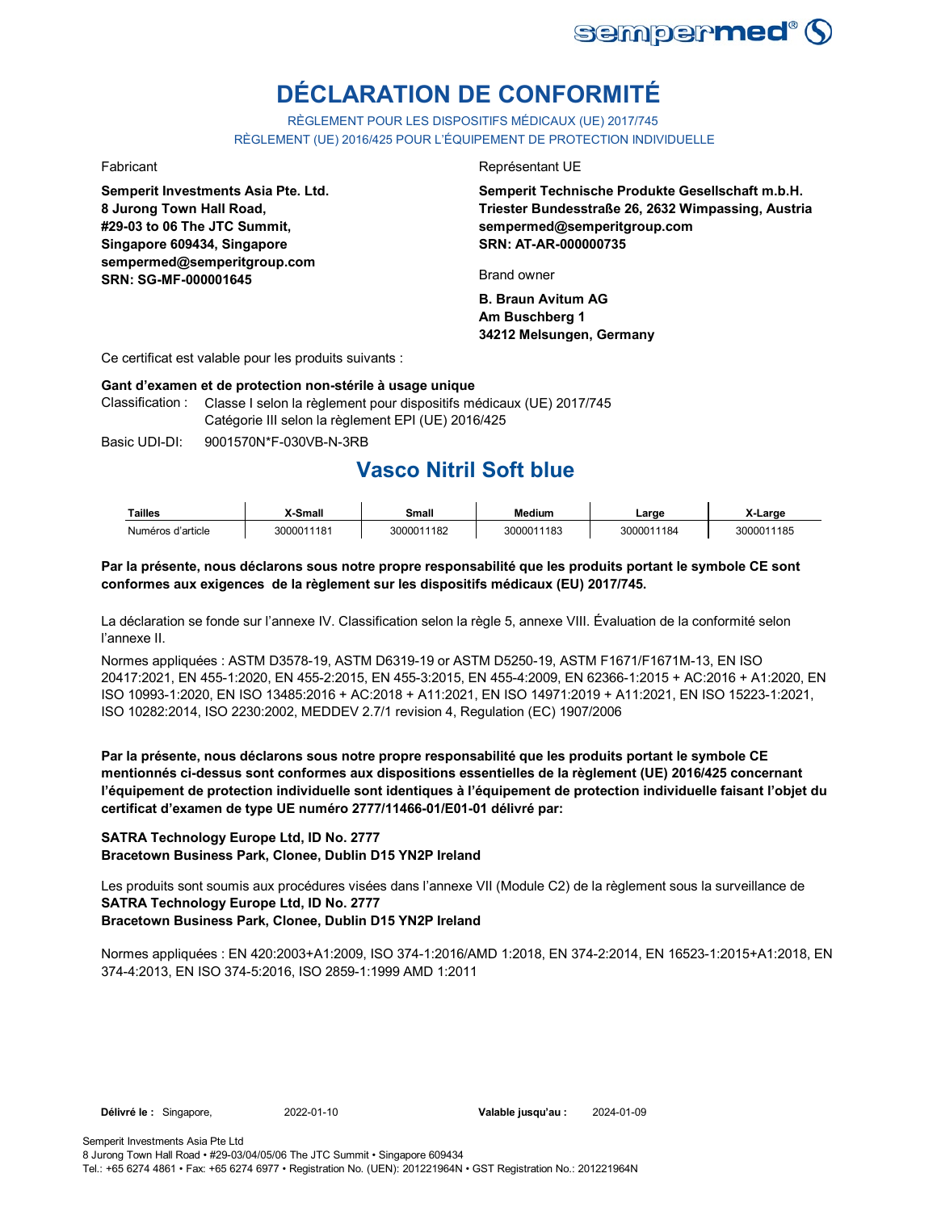# DÉCLARATION DE CONFORMITÉ

RÈGLEMENT POUR LES DISPOSITIFS MÉDICAUX (UE) 2017/745
RÈGLEMENT (UE) 2016/425 POUR L'ÉQUIPEMENT DE PROTECTION INDIVIDUELLE

Fabricant

**Semperit Investments Asia Pte. Ltd.**
**8 Jurong Town Hall Road,**
**#29-03 to 06 The JTC Summit,**
**Singapore 609434, Singapore**
**sempermed@semperitgroup.com**
**SRN: SG-MF-000001645**

Représentant UE

**Semperit Technische Produkte Gesellschaft m.b.H.**
**Triester Bundesstraße 26, 2632 Wimpassing, Austria**
**sempermed@semperitgroup.com**
**SRN: AT-AR-000000735**

Brand owner

**B. Braun Avitum AG**
**Am Buschberg 1**
**34212 Melsungen, Germany**

Ce certificat est valable pour les produits suivants :

**Gant d'examen et de protection non-stérile à usage unique**

Classification : Classe I selon la règlement pour dispositifs médicaux (UE) 2017/745
Catégorie III selon la règlement EPI (UE) 2016/425

Basic UDI-DI: 9001570N*F-030VB-N-3RB

## Vasco Nitril Soft blue

| Tailles | X-Small | Small | Medium | Large | X-Large |
|---|---|---|---|---|---|
| Numéros d'article | 3000011181 | 3000011182 | 3000011183 | 3000011184 | 3000011185 |

**Par la présente, nous déclarons sous notre propre responsabilité que les produits portant le symbole CE sont conformes aux exigences de la règlement sur les dispositifs médicaux (EU) 2017/745.**

La déclaration se fonde sur l'annexe IV. Classification selon la règle 5, annexe VIII. Évaluation de la conformité selon l'annexe II.

Normes appliquées : ASTM D3578-19, ASTM D6319-19 or ASTM D5250-19, ASTM F1671/F1671M-13, EN ISO 20417:2021, EN 455-1:2020, EN 455-2:2015, EN 455-3:2015, EN 455-4:2009, EN 62366-1:2015 + AC:2016 + A1:2020, EN ISO 10993-1:2020, EN ISO 13485:2016 + AC:2018 + A11:2021, EN ISO 14971:2019 + A11:2021, EN ISO 15223-1:2021, ISO 10282:2014, ISO 2230:2002, MEDDEV 2.7/1 revision 4, Regulation (EC) 1907/2006

**Par la présente, nous déclarons sous notre propre responsabilité que les produits portant le symbole CE mentionnés ci-dessus sont conformes aux dispositions essentielles de la règlement (UE) 2016/425 concernant l'équipement de protection individuelle sont identiques à l'équipement de protection individuelle faisant l'objet du certificat d'examen de type UE numéro 2777/11466-01/E01-01 délivré par:**

**SATRA Technology Europe Ltd, ID No. 2777**
**Bracetown Business Park, Clonee, Dublin D15 YN2P Ireland**

Les produits sont soumis aux procédures visées dans l'annexe VII (Module C2) de la règlement sous la surveillance de
**SATRA Technology Europe Ltd, ID No. 2777**
**Bracetown Business Park, Clonee, Dublin D15 YN2P Ireland**

Normes appliquées : EN 420:2003+A1:2009, ISO 374-1:2016/AMD 1:2018, EN 374-2:2014, EN 16523-1:2015+A1:2018, EN 374-4:2013, EN ISO 374-5:2016, ISO 2859-1:1999 AMD 1:2011

**Délivré le :** Singapore, 2022-01-10 **Valable jusqu'au :** 2024-01-09

Semperit Investments Asia Pte Ltd
8 Jurong Town Hall Road • #29-03/04/05/06 The JTC Summit • Singapore 609434
Tel.: +65 6274 4861 • Fax: +65 6274 6977 • Registration No. (UEN): 201221964N • GST Registration No.: 201221964N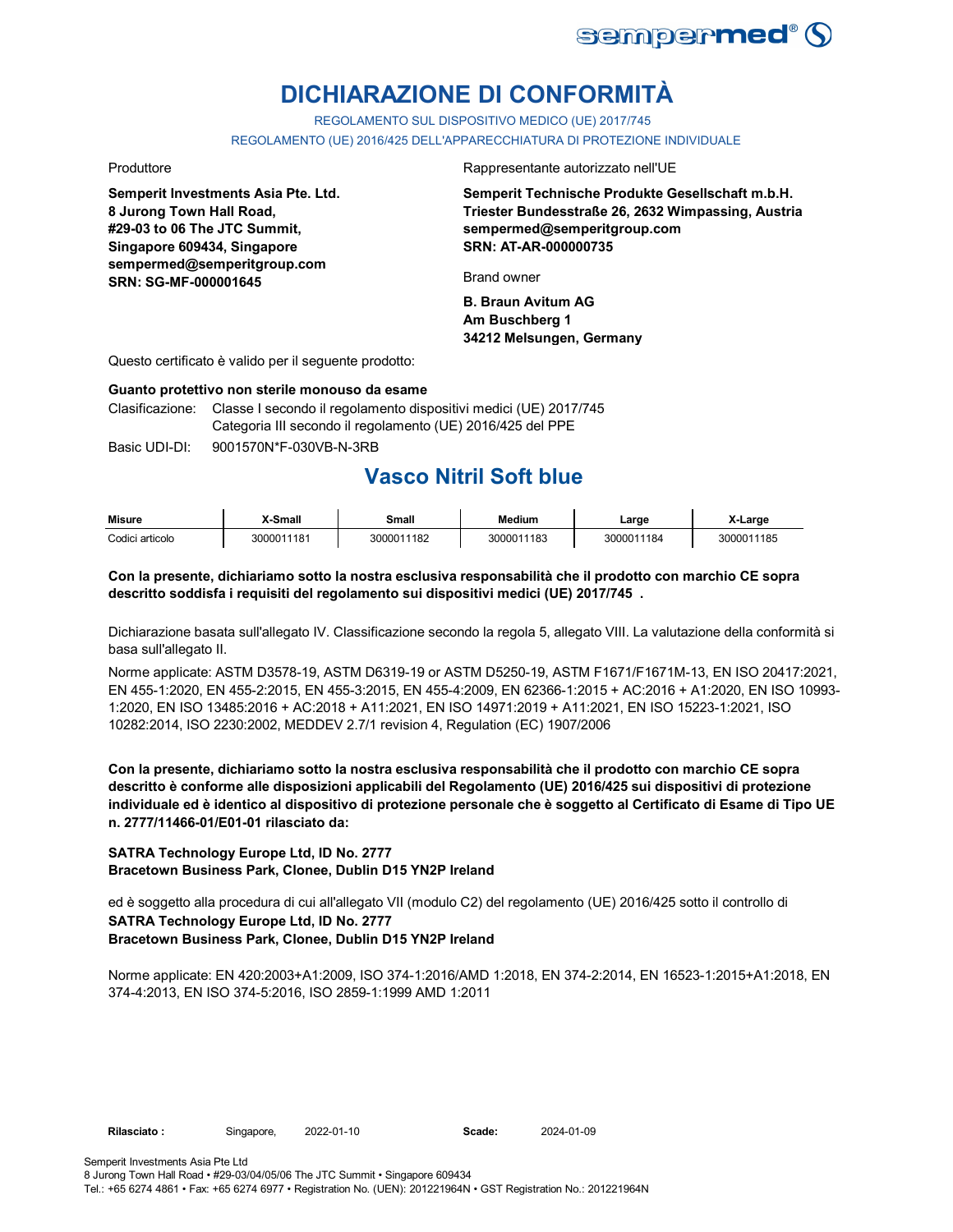# DICHIARAZIONE DI CONFORMITÀ

REGOLAMENTO SUL DISPOSITIVO MEDICO (UE) 2017/745

REGOLAMENTO (UE) 2016/425 DELL'APPARECCHIATURA DI PROTEZIONE INDIVIDUALE

Produttore

**Semperit Investments Asia Pte. Ltd.**
**8 Jurong Town Hall Road,**
**#29-03 to 06 The JTC Summit,**
**Singapore 609434, Singapore**
**sempermed@semperitgroup.com**
**SRN: SG-MF-000001645**

Rappresentante autorizzato nell'UE

**Semperit Technische Produkte Gesellschaft m.b.H.**
**Triester Bundesstraße 26, 2632 Wimpassing, Austria**
**sempermed@semperitgroup.com**
**SRN: AT-AR-000000735**

Brand owner

**B. Braun Avitum AG**
**Am Buschberg 1**
**34212 Melsungen, Germany**

Questo certificato è valido per il seguente prodotto:

**Guanto protettivo non sterile monouso da esame**

Clasificazione: Classe I secondo il regolamento dispositivi medici (UE) 2017/745
Categoria III secondo il regolamento (UE) 2016/425 del PPE

Basic UDI-DI: 9001570N*F-030VB-N-3RB

## Vasco Nitril Soft blue

| Misure | X-Small | Small | Medium | Large | X-Large |
|---|---|---|---|---|---|
| Codici articolo | 3000011181 | 3000011182 | 3000011183 | 3000011184 | 3000011185 |

**Con la presente, dichiariamo sotto la nostra esclusiva responsabilità che il prodotto con marchio CE sopra descritto soddisfa i requisiti del regolamento sui dispositivi medici (UE) 2017/745 .**

Dichiarazione basata sull'allegato IV. Classificazione secondo la regola 5, allegato VIII. La valutazione della conformità si basa sull'allegato II.

Norme applicate: ASTM D3578-19, ASTM D6319-19 or ASTM D5250-19, ASTM F1671/F1671M-13, EN ISO 20417:2021, EN 455-1:2020, EN 455-2:2015, EN 455-3:2015, EN 455-4:2009, EN 62366-1:2015 + AC:2016 + A1:2020, EN ISO 10993-1:2020, EN ISO 13485:2016 + AC:2018 + A11:2021, EN ISO 14971:2019 + A11:2021, EN ISO 15223-1:2021, ISO 10282:2014, ISO 2230:2002, MEDDEV 2.7/1 revision 4, Regulation (EC) 1907/2006

**Con la presente, dichiariamo sotto la nostra esclusiva responsabilità che il prodotto con marchio CE sopra descritto è conforme alle disposizioni applicabili del Regolamento (UE) 2016/425 sui dispositivi di protezione individuale ed è identico al dispositivo di protezione personale che è soggetto al Certificato di Esame di Tipo UE n. 2777/11466-01/E01-01 rilasciato da:**

**SATRA Technology Europe Ltd, ID No. 2777**
**Bracetown Business Park, Clonee, Dublin D15 YN2P Ireland**

ed è soggetto alla procedura di cui all'allegato VII (modulo C2) del regolamento (UE) 2016/425 sotto il controllo di
**SATRA Technology Europe Ltd, ID No. 2777**
**Bracetown Business Park, Clonee, Dublin D15 YN2P Ireland**

Norme applicate: EN 420:2003+A1:2009, ISO 374-1:2016/AMD 1:2018, EN 374-2:2014, EN 16523-1:2015+A1:2018, EN 374-4:2013, EN ISO 374-5:2016, ISO 2859-1:1999 AMD 1:2011

**Rilasciato :** Singapore, 2022-01-10 **Scade:** 2024-01-09

Semperit Investments Asia Pte Ltd
8 Jurong Town Hall Road • #29-03/04/05/06 The JTC Summit • Singapore 609434
Tel.: +65 6274 4861 • Fax: +65 6274 6977 • Registration No. (UEN): 201221964N • GST Registration No.: 201221964N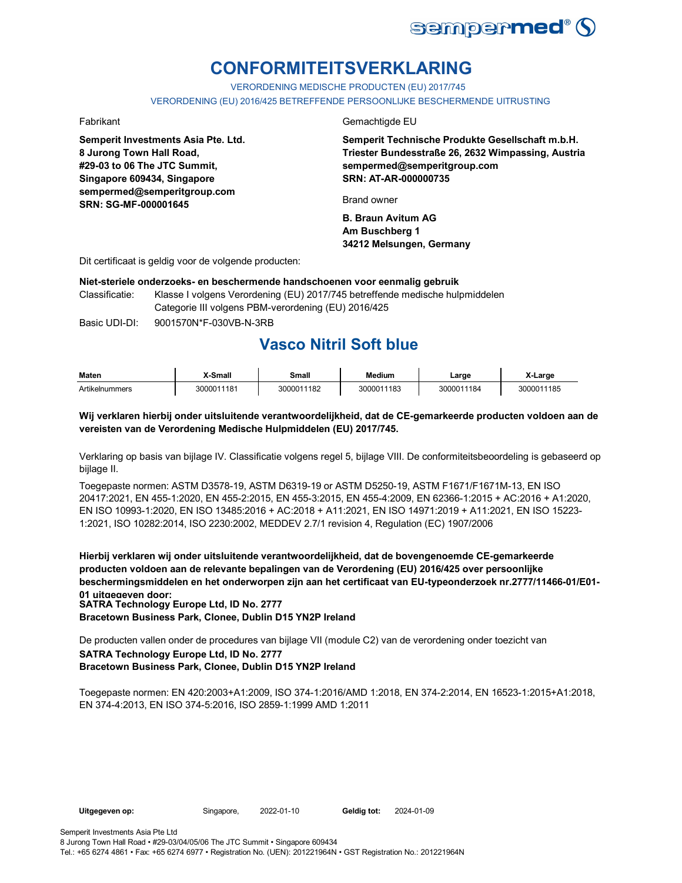# CONFORMITEITSVERKLARING

VERORDENING MEDISCHE PRODUCTEN (EU) 2017/745

VERORDENING (EU) 2016/425 BETREFFENDE PERSOONLIJKE BESCHERMENDE UITRUSTING

Fabrikant

**Semperit Investments Asia Pte. Ltd.**
**8 Jurong Town Hall Road,**
**#29-03 to 06 The JTC Summit,**
**Singapore 609434, Singapore**
**sempermed@semperitgroup.com**
**SRN: SG-MF-000001645**

Gemachtigde EU

**Semperit Technische Produkte Gesellschaft m.b.H.**
**Triester Bundesstraße 26, 2632 Wimpassing, Austria**
**sempermed@semperitgroup.com**
**SRN: AT-AR-000000735**

Brand owner

**B. Braun Avitum AG**
**Am Buschberg 1**
**34212 Melsungen, Germany**

Dit certificaat is geldig voor de volgende producten:

**Niet-steriele onderzoeks- en beschermende handschoenen voor eenmalig gebruik**

Classificatie: Klasse I volgens Verordening (EU) 2017/745 betreffende medische hulpmiddelen
Categorie III volgens PBM-verordening (EU) 2016/425

Basic UDI-DI: 9001570N*F-030VB-N-3RB

## Vasco Nitril Soft blue

| Maten | X-Small | Small | Medium | Large | X-Large |
|---|---|---|---|---|---|
| Artikelnummers | 3000011181 | 3000011182 | 3000011183 | 3000011184 | 3000011185 |

**Wij verklaren hierbij onder uitsluitende verantwoordelijkheid, dat de CE-gemarkeerde producten voldoen aan de vereisten van de Verordening Medische Hulpmiddelen (EU) 2017/745.**

Verklaring op basis van bijlage IV. Classificatie volgens regel 5, bijlage VIII. De conformiteitsbeoordeling is gebaseerd op bijlage II.

Toegepaste normen: ASTM D3578-19, ASTM D6319-19 or ASTM D5250-19, ASTM F1671/F1671M-13, EN ISO 20417:2021, EN 455-1:2020, EN 455-2:2015, EN 455-3:2015, EN 455-4:2009, EN 62366-1:2015 + AC:2016 + A1:2020, EN ISO 10993-1:2020, EN ISO 13485:2016 + AC:2018 + A11:2021, EN ISO 14971:2019 + A11:2021, EN ISO 15223-1:2021, ISO 10282:2014, ISO 2230:2002, MEDDEV 2.7/1 revision 4, Regulation (EC) 1907/2006

**Hierbij verklaren wij onder uitsluitende verantwoordelijkheid, dat de bovengenoemde CE-gemarkeerde producten voldoen aan de relevante bepalingen van de Verordening (EU) 2016/425 over persoonlijke beschermingsmiddelen en het onderworpen zijn aan het certificaat van EU-typeonderzoek nr.2777/11466-01/E01-01 uitgegeven door:**
**SATRA Technology Europe Ltd, ID No. 2777**
**Bracetown Business Park, Clonee, Dublin D15 YN2P Ireland**

De producten vallen onder de procedures van bijlage VII (module C2) van de verordening onder toezicht van
**SATRA Technology Europe Ltd, ID No. 2777**
**Bracetown Business Park, Clonee, Dublin D15 YN2P Ireland**

Toegepaste normen: EN 420:2003+A1:2009, ISO 374-1:2016/AMD 1:2018, EN 374-2:2014, EN 16523-1:2015+A1:2018, EN 374-4:2013, EN ISO 374-5:2016, ISO 2859-1:1999 AMD 1:2011

**Uitgegeven op:** Singapore, 2022-01-10 **Geldig tot:** 2024-01-09

Semperit Investments Asia Pte Ltd
8 Jurong Town Hall Road • #29-03/04/05/06 The JTC Summit • Singapore 609434
Tel.: +65 6274 4861 • Fax: +65 6274 6977 • Registration No. (UEN): 201221964N • GST Registration No.: 201221964N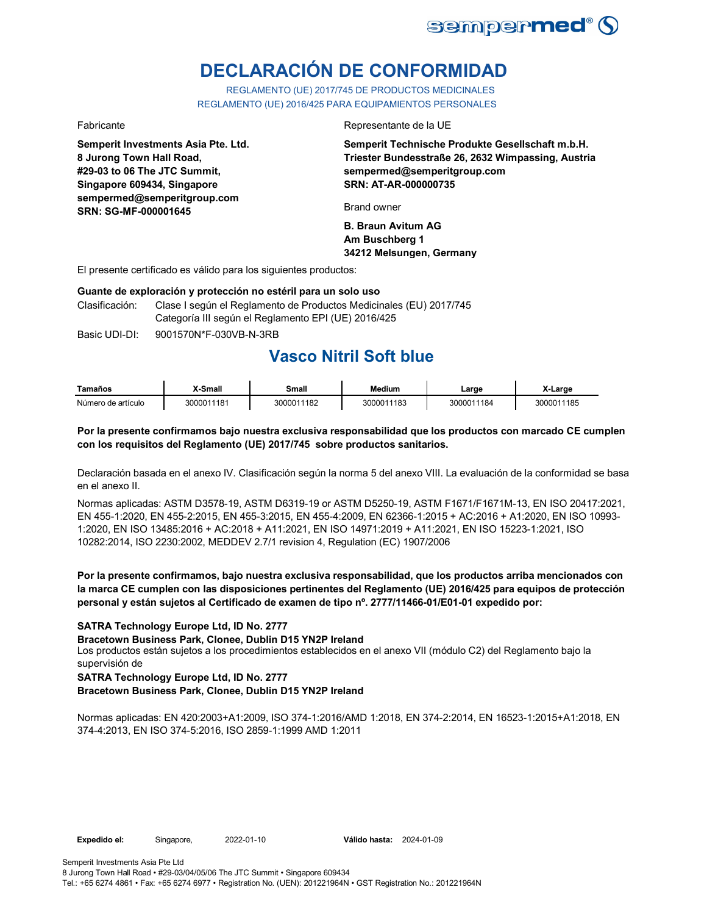# DECLARACIÓN DE CONFORMIDAD

REGLAMENTO (UE) 2017/745 DE PRODUCTOS MEDICINALES
REGLAMENTO (UE) 2016/425 PARA EQUIPAMIENTOS PERSONALES

Fabricante

**Semperit Investments Asia Pte. Ltd.**
**8 Jurong Town Hall Road,**
**#29-03 to 06 The JTC Summit,**
**Singapore 609434, Singapore**
**sempermed@semperitgroup.com**
**SRN: SG-MF-000001645**

Representante de la UE

**Semperit Technische Produkte Gesellschaft m.b.H.**
**Triester Bundesstraße 26, 2632 Wimpassing, Austria**
**sempermed@semperitgroup.com**
**SRN: AT-AR-000000735**

Brand owner

**B. Braun Avitum AG**
**Am Buschberg 1**
**34212 Melsungen, Germany**

El presente certificado es válido para los siguientes productos:

**Guante de exploración y protección no estéril para un solo uso**

Clasificación: Clase I según el Reglamento de Productos Medicinales (EU) 2017/745
Categoría III según el Reglamento EPI (UE) 2016/425

Basic UDI-DI: 9001570N*F-030VB-N-3RB

## Vasco Nitril Soft blue

| Tamaños | X-Small | Small | Medium | Large | X-Large |
|---|---|---|---|---|---|
| Número de artículo | 3000011181 | 3000011182 | 3000011183 | 3000011184 | 3000011185 |

**Por la presente confirmamos bajo nuestra exclusiva responsabilidad que los productos con marcado CE cumplen con los requisitos del Reglamento (UE) 2017/745 sobre productos sanitarios.**

Declaración basada en el anexo IV. Clasificación según la norma 5 del anexo VIII. La evaluación de la conformidad se basa en el anexo II.

Normas aplicadas: ASTM D3578-19, ASTM D6319-19 or ASTM D5250-19, ASTM F1671/F1671M-13, EN ISO 20417:2021, EN 455-1:2020, EN 455-2:2015, EN 455-3:2015, EN 455-4:2009, EN 62366-1:2015 + AC:2016 + A1:2020, EN ISO 10993-1:2020, EN ISO 13485:2016 + AC:2018 + A11:2021, EN ISO 14971:2019 + A11:2021, EN ISO 15223-1:2021, ISO 10282:2014, ISO 2230:2002, MEDDEV 2.7/1 revision 4, Regulation (EC) 1907/2006

**Por la presente confirmamos, bajo nuestra exclusiva responsabilidad, que los productos arriba mencionados con la marca CE cumplen con las disposiciones pertinentes del Reglamento (UE) 2016/425 para equipos de protección personal y están sujetos al Certificado de examen de tipo nº. 2777/11466-01/E01-01 expedido por:**

**SATRA Technology Europe Ltd, ID No. 2777**
**Bracetown Business Park, Clonee, Dublin D15 YN2P Ireland**
Los productos están sujetos a los procedimientos establecidos en el anexo VII (módulo C2) del Reglamento bajo la supervisión de
**SATRA Technology Europe Ltd, ID No. 2777**
**Bracetown Business Park, Clonee, Dublin D15 YN2P Ireland**

Normas aplicadas: EN 420:2003+A1:2009, ISO 374-1:2016/AMD 1:2018, EN 374-2:2014, EN 16523-1:2015+A1:2018, EN 374-4:2013, EN ISO 374-5:2016, ISO 2859-1:1999 AMD 1:2011

**Expedido el:** Singapore, 2022-01-10 **Válido hasta:** 2024-01-09

Semperit Investments Asia Pte Ltd
8 Jurong Town Hall Road • #29-03/04/05/06 The JTC Summit • Singapore 609434
Tel.: +65 6274 4861 • Fax: +65 6274 6977 • Registration No. (UEN): 201221964N • GST Registration No.: 201221964N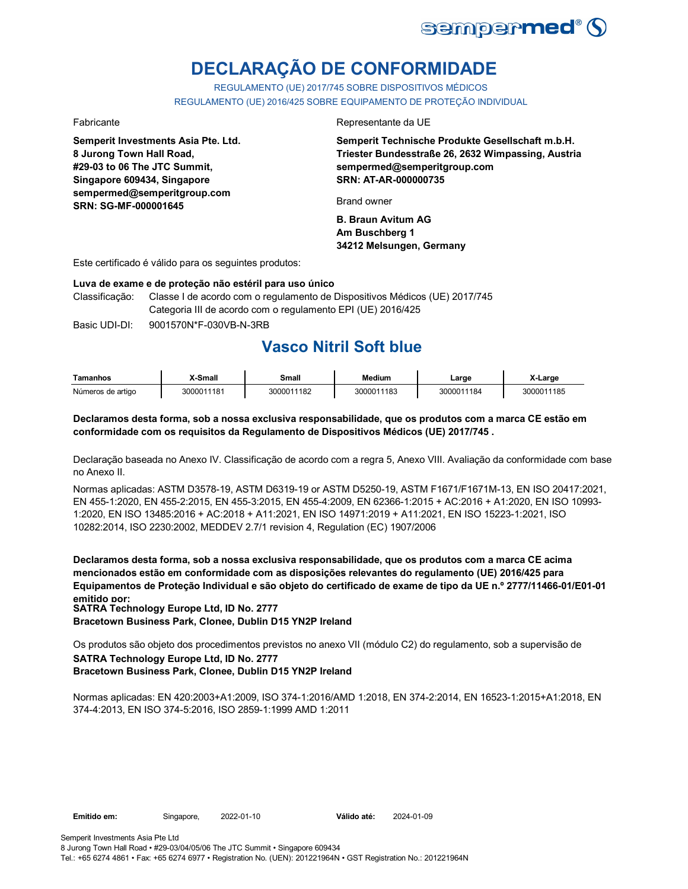sempermed®

# DECLARAÇÃO DE CONFORMIDADE

REGULAMENTO (UE) 2017/745 SOBRE DISPOSITIVOS MÉDICOS
REGULAMENTO (UE) 2016/425 SOBRE EQUIPAMENTO DE PROTEÇÃO INDIVIDUAL

Fabricante

**Semperit Investments Asia Pte. Ltd.**
**8 Jurong Town Hall Road,**
**#29-03 to 06 The JTC Summit,**
**Singapore 609434, Singapore**
**sempermed@semperitgroup.com**
**SRN: SG-MF-000001645**

Representante da UE

**Semperit Technische Produkte Gesellschaft m.b.H.**
**Triester Bundesstraße 26, 2632 Wimpassing, Austria**
**sempermed@semperitgroup.com**
**SRN: AT-AR-000000735**

Brand owner

**B. Braun Avitum AG**
**Am Buschberg 1**
**34212 Melsungen, Germany**

Este certificado é válido para os seguintes produtos:

**Luva de exame e de proteção não estéril para uso único**

Classificação: Classe I de acordo com o regulamento de Dispositivos Médicos (UE) 2017/745
Categoria III de acordo com o regulamento EPI (UE) 2016/425

Basic UDI-DI: 9001570N*F-030VB-N-3RB

## Vasco Nitril Soft blue

| Tamanhos | X-Small | Small | Medium | Large | X-Large |
|---|---|---|---|---|---|
| Números de artigo | 3000011181 | 3000011182 | 3000011183 | 3000011184 | 3000011185 |

**Declaramos desta forma, sob a nossa exclusiva responsabilidade, que os produtos com a marca CE estão em conformidade com os requisitos da Regulamento de Dispositivos Médicos (UE) 2017/745 .**

Declaração baseada no Anexo IV. Classificação de acordo com a regra 5, Anexo VIII. Avaliação da conformidade com base no Anexo II.

Normas aplicadas: ASTM D3578-19, ASTM D6319-19 or ASTM D5250-19, ASTM F1671/F1671M-13, EN ISO 20417:2021, EN 455-1:2020, EN 455-2:2015, EN 455-3:2015, EN 455-4:2009, EN 62366-1:2015 + AC:2016 + A1:2020, EN ISO 10993-1:2020, EN ISO 13485:2016 + AC:2018 + A11:2021, EN ISO 14971:2019 + A11:2021, EN ISO 15223-1:2021, ISO 10282:2014, ISO 2230:2002, MEDDEV 2.7/1 revision 4, Regulation (EC) 1907/2006

**Declaramos desta forma, sob a nossa exclusiva responsabilidade, que os produtos com a marca CE acima mencionados estão em conformidade com as disposições relevantes do regulamento (UE) 2016/425 para Equipamentos de Proteção Individual e são objeto do certificado de exame de tipo da UE n.º 2777/11466-01/E01-01 emitido por:**
**SATRA Technology Europe Ltd, ID No. 2777**
**Bracetown Business Park, Clonee, Dublin D15 YN2P Ireland**

Os produtos são objeto dos procedimentos previstos no anexo VII (módulo C2) do regulamento, sob a supervisão de
**SATRA Technology Europe Ltd, ID No. 2777**
**Bracetown Business Park, Clonee, Dublin D15 YN2P Ireland**

Normas aplicadas: EN 420:2003+A1:2009, ISO 374-1:2016/AMD 1:2018, EN 374-2:2014, EN 16523-1:2015+A1:2018, EN 374-4:2013, EN ISO 374-5:2016, ISO 2859-1:1999 AMD 1:2011

**Emitido em:** Singapore, 2022-01-10 **Válido até:** 2024-01-09

Semperit Investments Asia Pte Ltd
8 Jurong Town Hall Road • #29-03/04/05/06 The JTC Summit • Singapore 609434
Tel.: +65 6274 4861 • Fax: +65 6274 6977 • Registration No. (UEN): 201221964N • GST Registration No.: 201221964N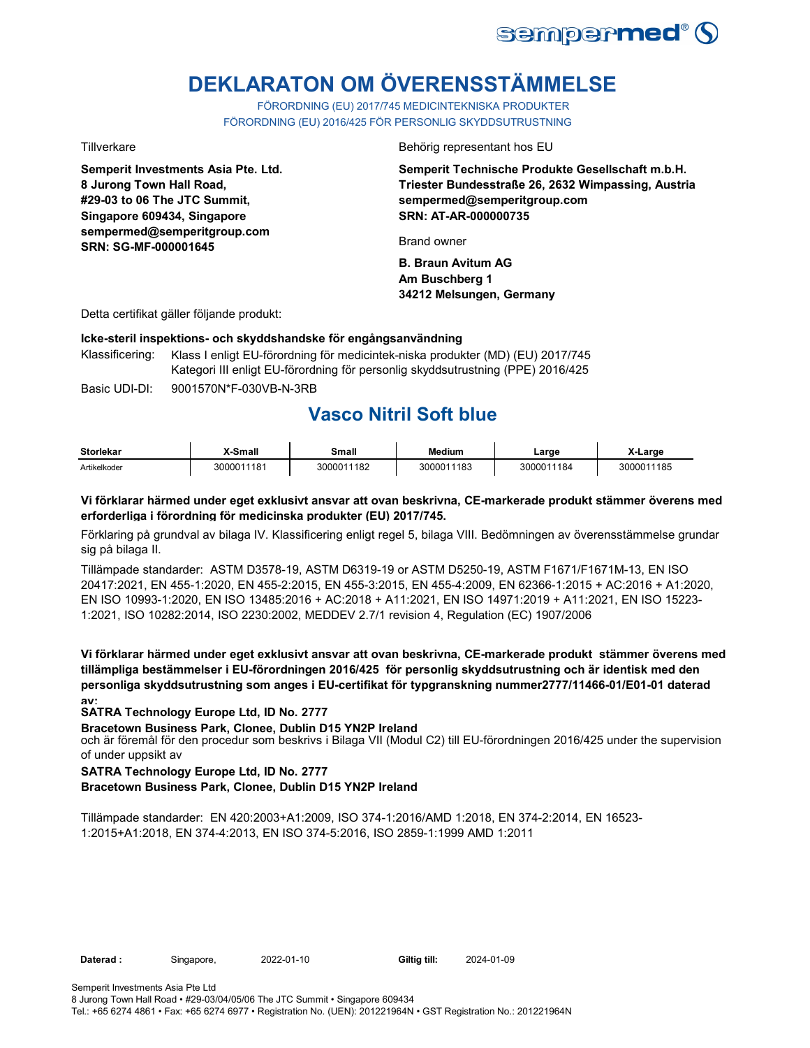# DEKLARATON OM ÖVERENSSTÄMMELSE

FÖRORDNING (EU) 2017/745 MEDICINTEKNISKA PRODUKTER
FÖRORDNING (EU) 2016/425 FÖR PERSONLIG SKYDDSUTRUSTNING

Tillverkare

**Semperit Investments Asia Pte. Ltd.**
**8 Jurong Town Hall Road,**
**#29-03 to 06 The JTC Summit,**
**Singapore 609434, Singapore**
**sempermed@semperitgroup.com**
**SRN: SG-MF-000001645**

Behörig representant hos EU

**Semperit Technische Produkte Gesellschaft m.b.H.**
**Triester Bundesstraße 26, 2632 Wimpassing, Austria**
**sempermed@semperitgroup.com**
**SRN: AT-AR-000000735**

Brand owner

**B. Braun Avitum AG**
**Am Buschberg 1**
**34212 Melsungen, Germany**

Detta certifikat gäller följande produkt:

**Icke-steril inspektions- och skyddshandske för engångsanvändning**

Klassificering: Klass I enligt EU-förordning för medicintek-niska produkter (MD) (EU) 2017/745
Kategori III enligt EU-förordning för personlig skyddsutrustning (PPE) 2016/425

Basic UDI-DI: 9001570N*F-030VB-N-3RB

## Vasco Nitril Soft blue

| Storlekar | X-Small | Small | Medium | Large | X-Large |
|---|---|---|---|---|---|
| Artikelkoder | 3000011181 | 3000011182 | 3000011183 | 3000011184 | 3000011185 |

**Vi förklarar härmed under eget exklusivt ansvar att ovan beskrivna, CE-markerade produkt stämmer överens med erforderliga i förordning för medicinska produkter (EU) 2017/745.**

Förklaring på grundval av bilaga IV. Klassificering enligt regel 5, bilaga VIII. Bedömningen av överensstämmelse grundar sig på bilaga II.

Tillämpade standarder: ASTM D3578-19, ASTM D6319-19 or ASTM D5250-19, ASTM F1671/F1671M-13, EN ISO 20417:2021, EN 455-1:2020, EN 455-2:2015, EN 455-3:2015, EN 455-4:2009, EN 62366-1:2015 + AC:2016 + A1:2020, EN ISO 10993-1:2020, EN ISO 13485:2016 + AC:2018 + A11:2021, EN ISO 14971:2019 + A11:2021, EN ISO 15223-1:2021, ISO 10282:2014, ISO 2230:2002, MEDDEV 2.7/1 revision 4, Regulation (EC) 1907/2006

**Vi förklarar härmed under eget exklusivt ansvar att ovan beskrivna, CE-markerade produkt stämmer överens med tillämpliga bestämmelser i EU-förordningen 2016/425 för personlig skyddsutrustning och är identisk med den personliga skyddsutrustning som anges i EU-certifikat för typgranskning nummer2777/11466-01/E01-01 daterad av:**

**SATRA Technology Europe Ltd, ID No. 2777**
**Bracetown Business Park, Clonee, Dublin D15 YN2P Ireland**

och är föremål för den procedur som beskrivs i Bilaga VII (Modul C2) till EU-förordningen 2016/425 under the supervision of under uppsikt av

**SATRA Technology Europe Ltd, ID No. 2777**
**Bracetown Business Park, Clonee, Dublin D15 YN2P Ireland**

Tillämpade standarder: EN 420:2003+A1:2009, ISO 374-1:2016/AMD 1:2018, EN 374-2:2014, EN 16523-1:2015+A1:2018, EN 374-4:2013, EN ISO 374-5:2016, ISO 2859-1:1999 AMD 1:2011

**Daterad :** Singapore, 2022-01-10 **Giltig till:** 2024-01-09

Semperit Investments Asia Pte Ltd
8 Jurong Town Hall Road • #29-03/04/05/06 The JTC Summit • Singapore 609434
Tel.: +65 6274 4861 • Fax: +65 6274 6977 • Registration No. (UEN): 201221964N • GST Registration No.: 201221964N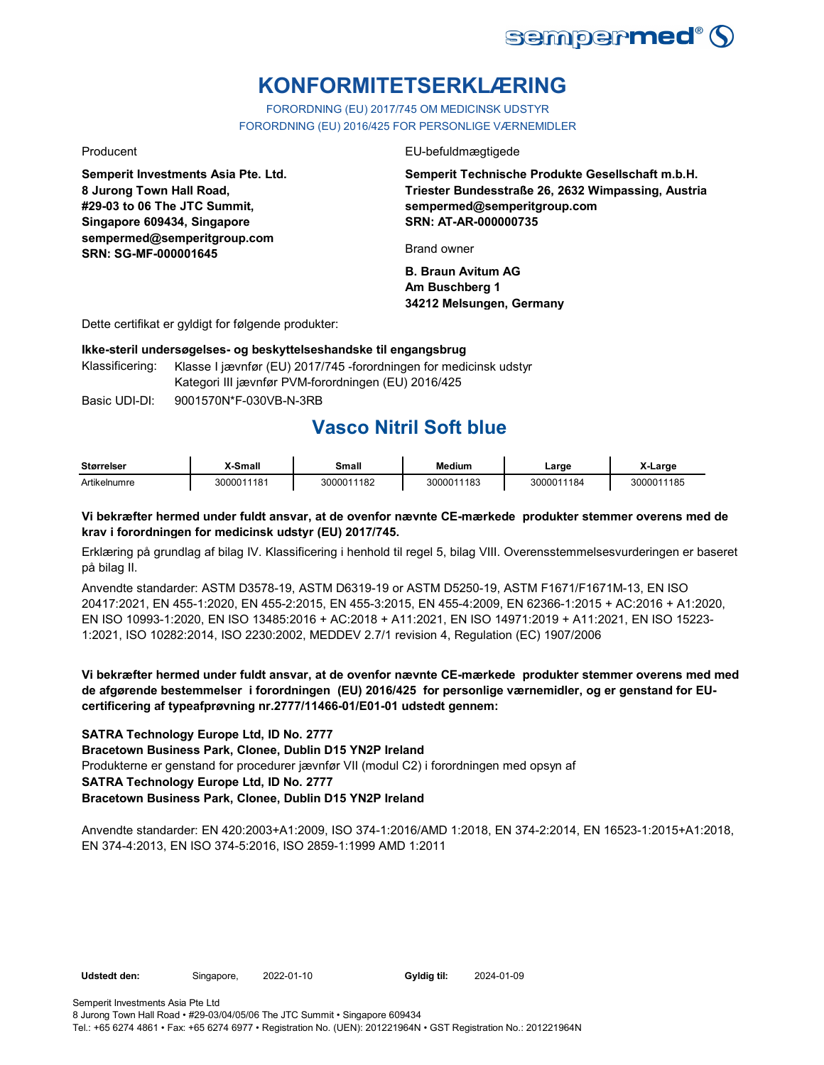# KONFORMITETSERKLÆRING

FORORDNING (EU) 2017/745 OM MEDICINSK UDSTYR
FORORDNING (EU) 2016/425 FOR PERSONLIGE VÆRNEMIDLER

Producent

**Semperit Investments Asia Pte. Ltd.**
**8 Jurong Town Hall Road,**
**#29-03 to 06 The JTC Summit,**
**Singapore 609434, Singapore**
**sempermed@semperitgroup.com**
**SRN: SG-MF-000001645**

EU-befuldmægtigede

**Semperit Technische Produkte Gesellschaft m.b.H.**
**Triester Bundesstraße 26, 2632 Wimpassing, Austria**
**sempermed@semperitgroup.com**
**SRN: AT-AR-000000735**

Brand owner

**B. Braun Avitum AG**
**Am Buschberg 1**
**34212 Melsungen, Germany**

Dette certifikat er gyldigt for følgende produkter:

**Ikke-steril undersøgelses- og beskyttelseshandske til engangsbrug**

Klassificering: Klasse I jævnfør (EU) 2017/745 -forordningen for medicinsk udstyr
Kategori III jævnfør PVM-forordningen (EU) 2016/425

Basic UDI-DI: 9001570N*F-030VB-N-3RB

## Vasco Nitril Soft blue

| Størrelser | X-Small | Small | Medium | Large | X-Large |
|---|---|---|---|---|---|
| Artikelnumre | 3000011181 | 3000011182 | 3000011183 | 3000011184 | 3000011185 |

**Vi bekræfter hermed under fuldt ansvar, at de ovenfor nævnte CE-mærkede produkter stemmer overens med de krav i forordningen for medicinsk udstyr (EU) 2017/745.**

Erklæring på grundlag af bilag IV. Klassificering i henhold til regel 5, bilag VIII. Overensstemmelsesvurderingen er baseret på bilag II.

Anvendte standarder: ASTM D3578-19, ASTM D6319-19 or ASTM D5250-19, ASTM F1671/F1671M-13, EN ISO 20417:2021, EN 455-1:2020, EN 455-2:2015, EN 455-3:2015, EN 455-4:2009, EN 62366-1:2015 + AC:2016 + A1:2020, EN ISO 10993-1:2020, EN ISO 13485:2016 + AC:2018 + A11:2021, EN ISO 14971:2019 + A11:2021, EN ISO 15223-1:2021, ISO 10282:2014, ISO 2230:2002, MEDDEV 2.7/1 revision 4, Regulation (EC) 1907/2006

**Vi bekræfter hermed under fuldt ansvar, at de ovenfor nævnte CE-mærkede produkter stemmer overens med med de afgørende bestemmelser i forordningen (EU) 2016/425 for personlige værnemidler, og er genstand for EU-certificering af typeafprøvning nr.2777/11466-01/E01-01 udstedt gennem:**

**SATRA Technology Europe Ltd, ID No. 2777**
**Bracetown Business Park, Clonee, Dublin D15 YN2P Ireland**
Produkterne er genstand for procedurer jævnfør VII (modul C2) i forordningen med opsyn af
**SATRA Technology Europe Ltd, ID No. 2777**
**Bracetown Business Park, Clonee, Dublin D15 YN2P Ireland**

Anvendte standarder: EN 420:2003+A1:2009, ISO 374-1:2016/AMD 1:2018, EN 374-2:2014, EN 16523-1:2015+A1:2018, EN 374-4:2013, EN ISO 374-5:2016, ISO 2859-1:1999 AMD 1:2011

**Udstedt den:** Singapore, 2022-01-10 **Gyldig til:** 2024-01-09

Semperit Investments Asia Pte Ltd
8 Jurong Town Hall Road • #29-03/04/05/06 The JTC Summit • Singapore 609434
Tel.: +65 6274 4861 • Fax: +65 6274 6977 • Registration No. (UEN): 201221964N • GST Registration No.: 201221964N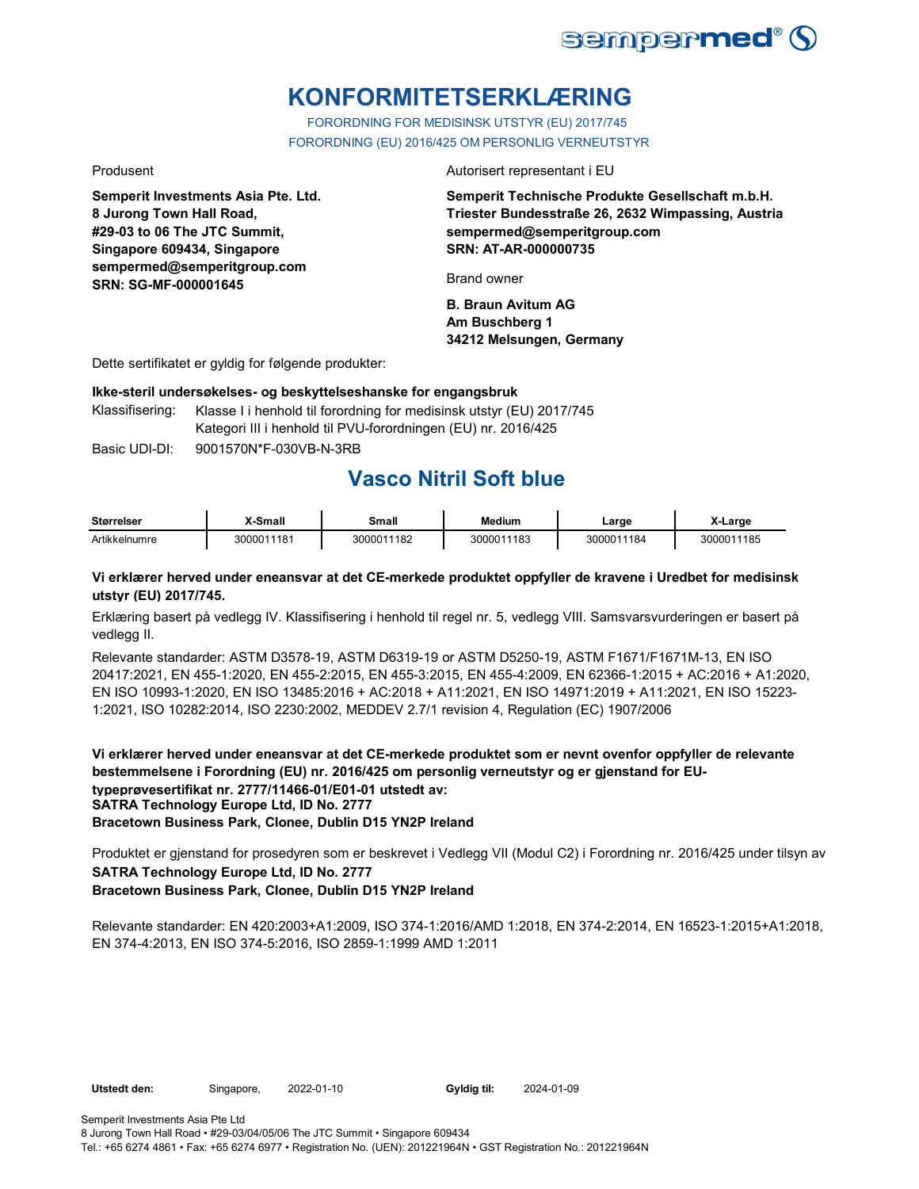# KONFORMITETSERKLÆRING

FORORDNING FOR MEDISINSK UTSTYR (EU) 2017/745
FORORDNING (EU) 2016/425 OM PERSONLIG VERNEUTSTYR

Produsent

**Semperit Investments Asia Pte. Ltd.**
**8 Jurong Town Hall Road,**
**#29-03 to 06 The JTC Summit,**
**Singapore 609434, Singapore**
**sempermed@semperitgroup.com**
**SRN: SG-MF-000001645**

Autorisert representant i EU

**Semperit Technische Produkte Gesellschaft m.b.H.**
**Triester Bundesstraße 26, 2632 Wimpassing, Austria**
**sempermed@semperitgroup.com**
**SRN: AT-AR-000000735**

Brand owner

**B. Braun Avitum AG**
**Am Buschberg 1**
**34212 Melsungen, Germany**

Dette sertifikatet er gyldig for følgende produkter:

**Ikke-steril undersøkelses- og beskyttelseshanske for engangsbruk**

Klassifisering: Klasse I i henhold til forordning for medisinsk utstyr (EU) 2017/745
Kategori III i henhold til PVU-forordningen (EU) nr. 2016/425

Basic UDI-DI: 9001570N*F-030VB-N-3RB

## Vasco Nitril Soft blue

| Størrelser | X-Small | Small | Medium | Large | X-Large |
|---|---|---|---|---|---|
| Artikkelnumre | 3000011181 | 3000011182 | 3000011183 | 3000011184 | 3000011185 |

**Vi erklærer herved under eneansvar at det CE-merkede produktet oppfyller de kravene i Uredbet for medisinsk utstyr (EU) 2017/745.**

Erklæring basert på vedlegg IV. Klassifisering i henhold til regel nr. 5, vedlegg VIII. Samsvarsvurderingen er basert på vedlegg II.

Relevante standarder: ASTM D3578-19, ASTM D6319-19 or ASTM D5250-19, ASTM F1671/F1671M-13, EN ISO 20417:2021, EN 455-1:2020, EN 455-2:2015, EN 455-3:2015, EN 455-4:2009, EN 62366-1:2015 + AC:2016 + A1:2020, EN ISO 10993-1:2020, EN ISO 13485:2016 + AC:2018 + A11:2021, EN ISO 14971:2019 + A11:2021, EN ISO 15223-1:2021, ISO 10282:2014, ISO 2230:2002, MEDDEV 2.7/1 revision 4, Regulation (EC) 1907/2006

**Vi erklærer herved under eneansvar at det CE-merkede produktet som er nevnt ovenfor oppfyller de relevante bestemmelsene i Forordning (EU) nr. 2016/425 om personlig verneutstyr og er gjenstand for EU-typeprøvesertifikat nr. 2777/11466-01/E01-01 utstedt av:**
**SATRA Technology Europe Ltd, ID No. 2777**
**Bracetown Business Park, Clonee, Dublin D15 YN2P Ireland**

Produktet er gjenstand for prosedyren som er beskrevet i Vedlegg VII (Modul C2) i Forordning nr. 2016/425 under tilsyn av
**SATRA Technology Europe Ltd, ID No. 2777**
**Bracetown Business Park, Clonee, Dublin D15 YN2P Ireland**

Relevante standarder: EN 420:2003+A1:2009, ISO 374-1:2016/AMD 1:2018, EN 374-2:2014, EN 16523-1:2015+A1:2018, EN 374-4:2013, EN ISO 374-5:2016, ISO 2859-1:1999 AMD 1:2011

**Utstedt den:** Singapore, 2022-01-10 **Gyldig til:** 2024-01-09

Semperit Investments Asia Pte Ltd
8 Jurong Town Hall Road • #29-03/04/05/06 The JTC Summit • Singapore 609434
Tel.: +65 6274 4861 • Fax: +65 6274 6977 • Registration No. (UEN): 201221964N • GST Registration No.: 201221964N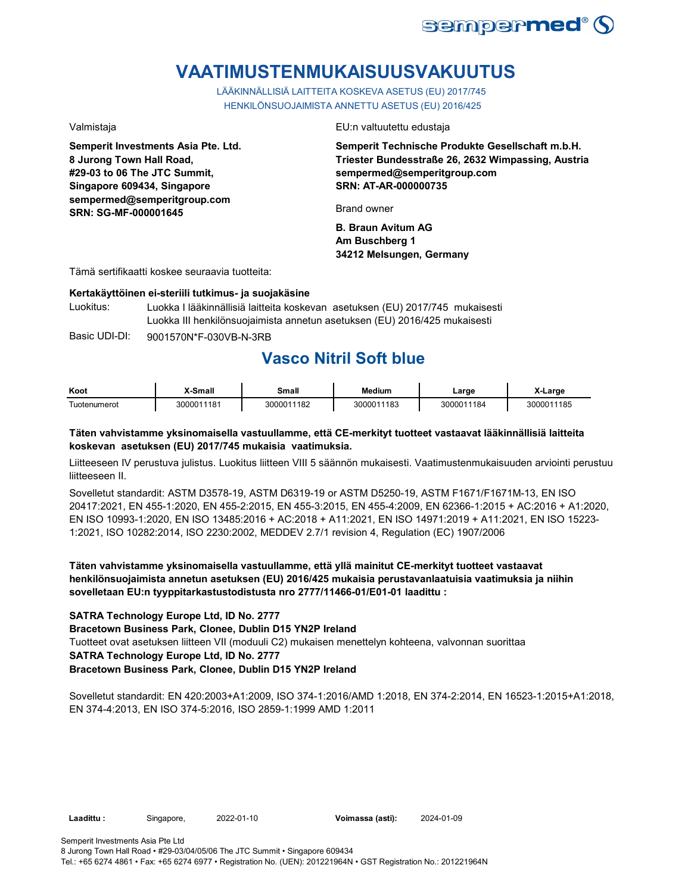# VAATIMUSTENMUKAISUUSVAKUUTUS

LÄÄKINNÄLLISIÄ LAITTEITA KOSKEVA ASETUS (EU) 2017/745
HENKILÖNSUOJAIMISTA ANNETTU ASETUS (EU) 2016/425

Valmistaja

**Semperit Investments Asia Pte. Ltd.**
**8 Jurong Town Hall Road,**
**#29-03 to 06 The JTC Summit,**
**Singapore 609434, Singapore**
**sempermed@semperitgroup.com**
**SRN: SG-MF-000001645**

EU:n valtuutettu edustaja

**Semperit Technische Produkte Gesellschaft m.b.H.**
**Triester Bundesstraße 26, 2632 Wimpassing, Austria**
**sempermed@semperitgroup.com**
**SRN: AT-AR-000000735**

Brand owner

**B. Braun Avitum AG**
**Am Buschberg 1**
**34212 Melsungen, Germany**

Tämä sertifikaatti koskee seuraavia tuotteita:

**Kertakäyttöinen ei-steriili tutkimus- ja suojakäsine**

Luokitus: Luokka I lääkinnällisiä laitteita koskevan asetuksen (EU) 2017/745 mukaisesti
Luokka III henkilönsuojaimista annetun asetuksen (EU) 2016/425 mukaisesti

Basic UDI-DI: 9001570N*F-030VB-N-3RB

## Vasco Nitril Soft blue

| Koot | X-Small | Small | Medium | Large | X-Large |
|---|---|---|---|---|---|
| Tuotenumerot | 3000011181 | 3000011182 | 3000011183 | 3000011184 | 3000011185 |

**Täten vahvistamme yksinomaisella vastuullamme, että CE-merkityt tuotteet vastaavat lääkinnällisiä laitteita koskevan asetuksen (EU) 2017/745 mukaisia vaatimuksia.**

Liitteeseen IV perustuva julistus. Luokitus liitteen VIII 5 säännön mukaisesti. Vaatimustenmukaisuuden arviointi perustuu liitteeseen II.

Sovelletut standardit: ASTM D3578-19, ASTM D6319-19 or ASTM D5250-19, ASTM F1671/F1671M-13, EN ISO 20417:2021, EN 455-1:2020, EN 455-2:2015, EN 455-3:2015, EN 455-4:2009, EN 62366-1:2015 + AC:2016 + A1:2020, EN ISO 10993-1:2020, EN ISO 13485:2016 + AC:2018 + A11:2021, EN ISO 14971:2019 + A11:2021, EN ISO 15223-1:2021, ISO 10282:2014, ISO 2230:2002, MEDDEV 2.7/1 revision 4, Regulation (EC) 1907/2006

**Täten vahvistamme yksinomaisella vastuullamme, että yllä mainitut CE-merkityt tuotteet vastaavat henkilönsuojaimista annetun asetuksen (EU) 2016/425 mukaisia perustavanlaatuisia vaatimuksia ja niihin sovelletaan EU:n tyyppitarkastustodistusta nro 2777/11466-01/E01-01 laadittu :**

**SATRA Technology Europe Ltd, ID No. 2777**
**Bracetown Business Park, Clonee, Dublin D15 YN2P Ireland**
Tuotteet ovat asetuksen liitteen VII (moduuli C2) mukaisen menettelyn kohteena, valvonnan suorittaa
**SATRA Technology Europe Ltd, ID No. 2777**
**Bracetown Business Park, Clonee, Dublin D15 YN2P Ireland**

Sovelletut standardit: EN 420:2003+A1:2009, ISO 374-1:2016/AMD 1:2018, EN 374-2:2014, EN 16523-1:2015+A1:2018, EN 374-4:2013, EN ISO 374-5:2016, ISO 2859-1:1999 AMD 1:2011

**Laadittu :** Singapore, 2022-01-10 **Voimassa (asti):** 2024-01-09

Semperit Investments Asia Pte Ltd
8 Jurong Town Hall Road • #29-03/04/05/06 The JTC Summit • Singapore 609434
Tel.: +65 6274 4861 • Fax: +65 6274 6977 • Registration No. (UEN): 201221964N • GST Registration No.: 201221964N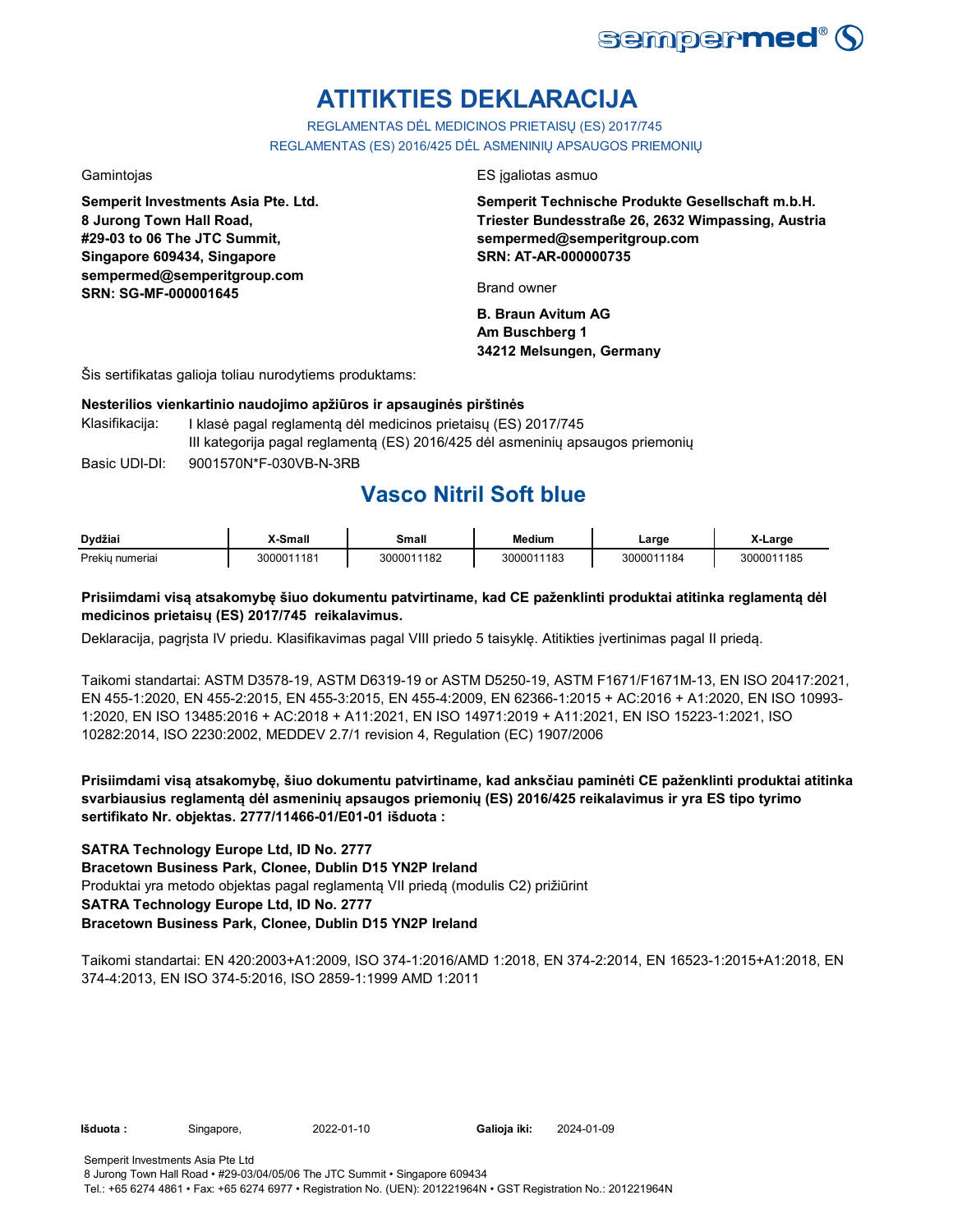# ATITIKTIES DEKLARACIJA

REGLAMENTAS DĖL MEDICINOS PRIETAISŲ (ES) 2017/745
REGLAMENTAS (ES) 2016/425 DĖL ASMENINIŲ APSAUGOS PRIEMONIŲ

Gamintojas

**Semperit Investments Asia Pte. Ltd.**
**8 Jurong Town Hall Road,**
**#29-03 to 06 The JTC Summit,**
**Singapore 609434, Singapore**
**sempermed@semperitgroup.com**
**SRN: SG-MF-000001645**

ES įgaliotas asmuo

**Semperit Technische Produkte Gesellschaft m.b.H.**
**Triester Bundesstraße 26, 2632 Wimpassing, Austria**
**sempermed@semperitgroup.com**
**SRN: AT-AR-000000735**

Brand owner

**B. Braun Avitum AG**
**Am Buschberg 1**
**34212 Melsungen, Germany**

Šis sertifikatas galioja toliau nurodytiems produktams:

**Nesterilios vienkartinio naudojimo apžiūros ir apsauginės pirštinės**

Klasifikacija: I klasė pagal reglamentą dėl medicinos prietaisų (ES) 2017/745
III kategorija pagal reglamentą (ES) 2016/425 dėl asmeninių apsaugos priemonių

Basic UDI-DI: 9001570N*F-030VB-N-3RB

## Vasco Nitril Soft blue

| Dydžiai | X-Small | Small | Medium | Large | X-Large |
|---|---|---|---|---|---|
| Prekių numeriai | 3000011181 | 3000011182 | 3000011183 | 3000011184 | 3000011185 |

**Prisiimdami visą atsakomybę šiuo dokumentu patvirtiname, kad CE paženklinti produktai atitinka reglamentą dėl medicinos prietaisų (ES) 2017/745 reikalavimus.**

Deklaracija, pagrįsta IV priedu. Klasifikavimas pagal VIII priedo 5 taisyklę. Atitikties įvertinimas pagal II priedą.

Taikomi standartai: ASTM D3578-19, ASTM D6319-19 or ASTM D5250-19, ASTM F1671/F1671M-13, EN ISO 20417:2021, EN 455-1:2020, EN 455-2:2015, EN 455-3:2015, EN 455-4:2009, EN 62366-1:2015 + AC:2016 + A1:2020, EN ISO 10993-1:2020, EN ISO 13485:2016 + AC:2018 + A11:2021, EN ISO 14971:2019 + A11:2021, EN ISO 15223-1:2021, ISO 10282:2014, ISO 2230:2002, MEDDEV 2.7/1 revision 4, Regulation (EC) 1907/2006

**Prisiimdami visą atsakomybę, šiuo dokumentu patvirtiname, kad anksčiau paminėti CE paženklinti produktai atitinka svarbiausius reglamentą dėl asmeninių apsaugos priemonių (ES) 2016/425 reikalavimus ir yra ES tipo tyrimo sertifikato Nr. objektas. 2777/11466-01/E01-01 išduota :**

**SATRA Technology Europe Ltd, ID No. 2777**
**Bracetown Business Park, Clonee, Dublin D15 YN2P Ireland**
Produktai yra metodo objektas pagal reglamentą VII priedą (modulis C2) prižiūrint
**SATRA Technology Europe Ltd, ID No. 2777**
**Bracetown Business Park, Clonee, Dublin D15 YN2P Ireland**

Taikomi standartai: EN 420:2003+A1:2009, ISO 374-1:2016/AMD 1:2018, EN 374-2:2014, EN 16523-1:2015+A1:2018, EN 374-4:2013, EN ISO 374-5:2016, ISO 2859-1:1999 AMD 1:2011

**Išduota :** Singapore, 2022-01-10 **Galioja iki:** 2024-01-09

Semperit Investments Asia Pte Ltd
8 Jurong Town Hall Road • #29-03/04/05/06 The JTC Summit • Singapore 609434
Tel.: +65 6274 4861 • Fax: +65 6274 6977 • Registration No. (UEN): 201221964N • GST Registration No.: 201221964N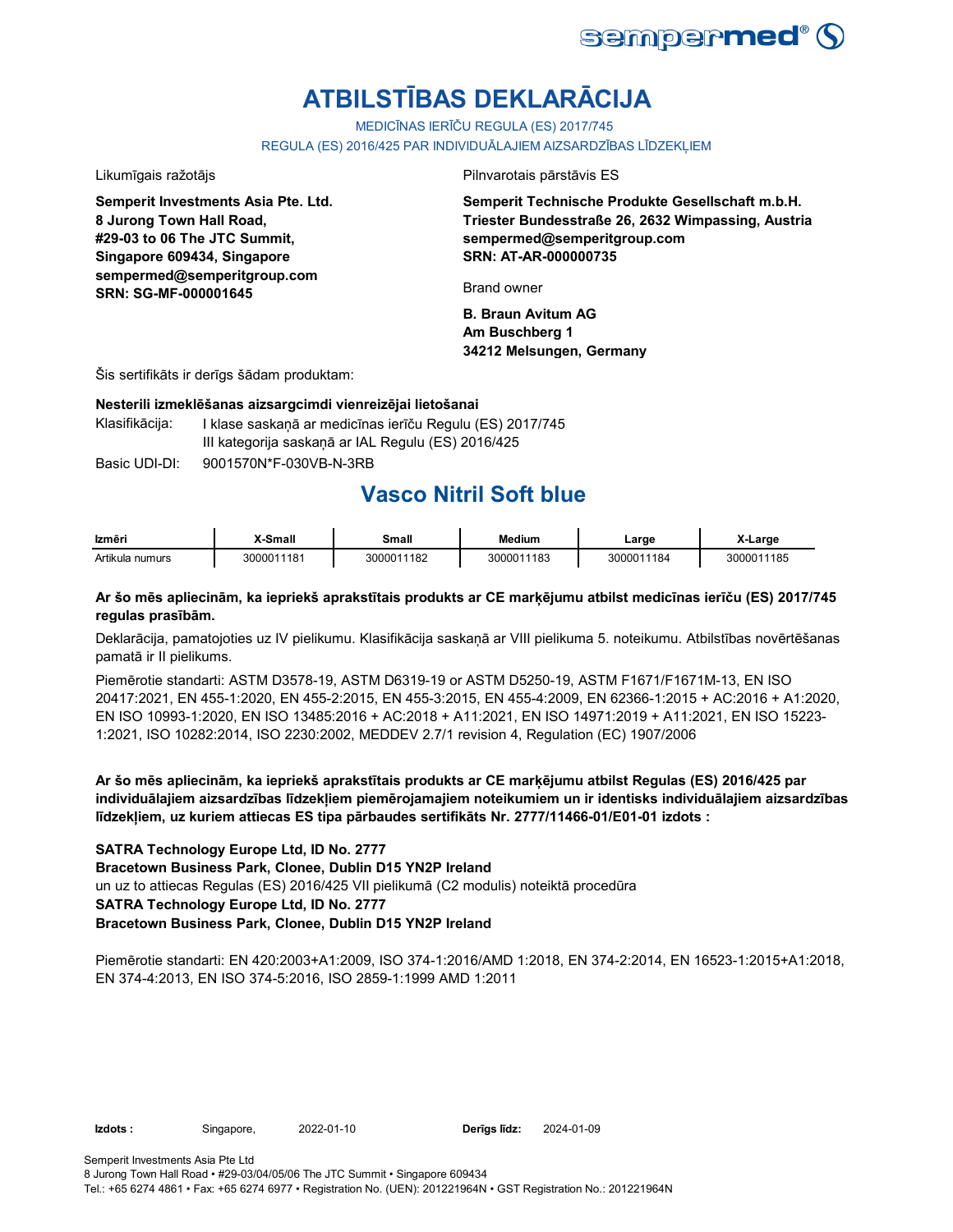# ATBILSTĪBAS DEKLARĀCIJA

MEDICĪNAS IERĪČU REGULA (ES) 2017/745

REGULA (ES) 2016/425 PAR INDIVIDUĀLAJIEM AIZSARDZĪBAS LĪDZEKĻIEM

Likumīgais ražotājs

**Semperit Investments Asia Pte. Ltd.**
**8 Jurong Town Hall Road,**
**#29-03 to 06 The JTC Summit,**
**Singapore 609434, Singapore**
**sempermed@semperitgroup.com**
**SRN: SG-MF-000001645**

Pilnvarotais pārstāvis ES

**Semperit Technische Produkte Gesellschaft m.b.H.**
**Triester Bundesstraße 26, 2632 Wimpassing, Austria**
**sempermed@semperitgroup.com**
**SRN: AT-AR-000000735**

Brand owner

**B. Braun Avitum AG**
**Am Buschberg 1**
**34212 Melsungen, Germany**

Šis sertifikāts ir derīgs šādam produktam:

**Nesterili izmeklēšanas aizsargcimdi vienreizējai lietošanai**

Klasifikācija: I klase saskaņā ar medicīnas ierīču Regulu (ES) 2017/745
III kategorija saskaņā ar IAL Regulu (ES) 2016/425

Basic UDI-DI: 9001570N*F-030VB-N-3RB

## Vasco Nitril Soft blue

| Izmēri | X-Small | Small | Medium | Large | X-Large |
|---|---|---|---|---|---|
| Artikula numurs | 3000011181 | 3000011182 | 3000011183 | 3000011184 | 3000011185 |

**Ar šo mēs apliecinām, ka iepriekš aprakstītais produkts ar CE marķējumu atbilst medicīnas ierīču (ES) 2017/745 regulas prasībām.**

Deklarācija, pamatojoties uz IV pielikumu. Klasifikācija saskaņā ar VIII pielikuma 5. noteikumu. Atbilstības novērtēšanas pamatā ir II pielikums.

Piemērotie standarti: ASTM D3578-19, ASTM D6319-19 or ASTM D5250-19, ASTM F1671/F1671M-13, EN ISO 20417:2021, EN 455-1:2020, EN 455-2:2015, EN 455-3:2015, EN 455-4:2009, EN 62366-1:2015 + AC:2016 + A1:2020, EN ISO 10993-1:2020, EN ISO 13485:2016 + AC:2018 + A11:2021, EN ISO 14971:2019 + A11:2021, EN ISO 15223-1:2021, ISO 10282:2014, ISO 2230:2002, MEDDEV 2.7/1 revision 4, Regulation (EC) 1907/2006

**Ar šo mēs apliecinām, ka iepriekš aprakstītais produkts ar CE marķējumu atbilst Regulas (ES) 2016/425 par individuālajiem aizsardzības līdzekļiem piemērojamajiem noteikumiem un ir identisks individuālajiem aizsardzības līdzekļiem, uz kuriem attiecas ES tipa pārbaudes sertifikāts Nr. 2777/11466-01/E01-01 izdots :**

**SATRA Technology Europe Ltd, ID No. 2777**
**Bracetown Business Park, Clonee, Dublin D15 YN2P Ireland**
un uz to attiecas Regulas (ES) 2016/425 VII pielikumā (C2 modulis) noteiktā procedūra
**SATRA Technology Europe Ltd, ID No. 2777**
**Bracetown Business Park, Clonee, Dublin D15 YN2P Ireland**

Piemērotie standarti: EN 420:2003+A1:2009, ISO 374-1:2016/AMD 1:2018, EN 374-2:2014, EN 16523-1:2015+A1:2018, EN 374-4:2013, EN ISO 374-5:2016, ISO 2859-1:1999 AMD 1:2011

**Izdots :** Singapore, 2022-01-10 **Derīgs līdz:** 2024-01-09

Semperit Investments Asia Pte Ltd
8 Jurong Town Hall Road • #29-03/04/05/06 The JTC Summit • Singapore 609434
Tel.: +65 6274 4861 • Fax: +65 6274 6977 • Registration No. (UEN): 201221964N • GST Registration No.: 201221964N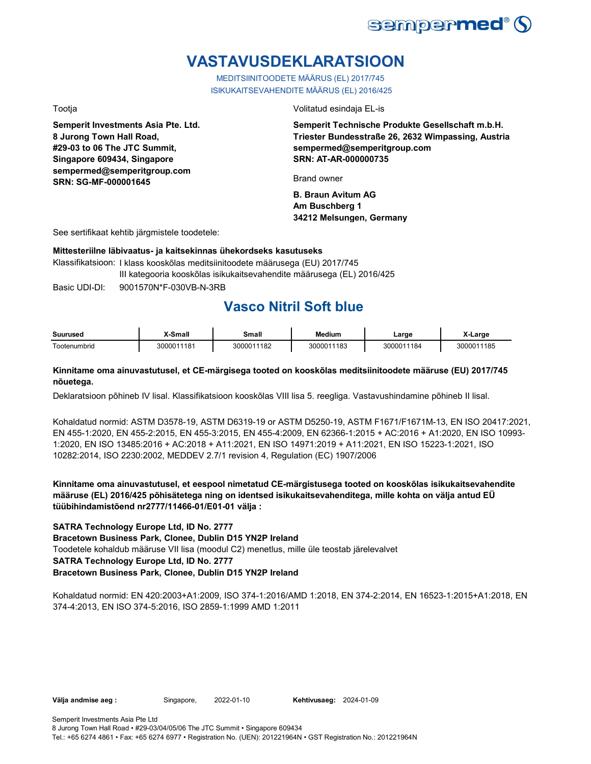# VASTAVUSDEKLARATSIOON

MEDITSIINITOODETE MÄÄRUS (EL) 2017/745
ISIKUKAITSEVAHENDITE MÄÄRUS (EL) 2016/425

Tootja

**Semperit Investments Asia Pte. Ltd.**
**8 Jurong Town Hall Road,**
**#29-03 to 06 The JTC Summit,**
**Singapore 609434, Singapore**
**sempermed@semperitgroup.com**
**SRN: SG-MF-000001645**

Volitatud esindaja EL-is

**Semperit Technische Produkte Gesellschaft m.b.H.**
**Triester Bundesstraße 26, 2632 Wimpassing, Austria**
**sempermed@semperitgroup.com**
**SRN: AT-AR-000000735**

Brand owner

**B. Braun Avitum AG**
**Am Buschberg 1**
**34212 Melsungen, Germany**

See sertifikaat kehtib järgmistele toodetele:

**Mittesteriilne läbivaatus- ja kaitsekinnas ühekordseks kasutuseks**

Klassifikatsioon: I klass kooskõlas meditsiinitoodete määrusega (EU) 2017/745
III kategooria kooskõlas isikukaitsevahendite määrusega (EL) 2016/425

Basic UDI-DI: 9001570N*F-030VB-N-3RB

## Vasco Nitril Soft blue

| Suurused | X-Small | Small | Medium | Large | X-Large |
|---|---|---|---|---|---|
| Tootenumbrid | 3000011181 | 3000011182 | 3000011183 | 3000011184 | 3000011185 |

**Kinnitame oma ainuvastutusel, et CE-märgisega tooted on kooskõlas meditsiinitoodete määruse (EU) 2017/745 nõuetega.**

Deklaratsioon põhineb IV lisal. Klassifikatsioon kooskõlas VIII lisa 5. reegliga. Vastavushindamine põhineb II lisal.

Kohaldatud normid: ASTM D3578-19, ASTM D6319-19 or ASTM D5250-19, ASTM F1671/F1671M-13, EN ISO 20417:2021, EN 455-1:2020, EN 455-2:2015, EN 455-3:2015, EN 455-4:2009, EN 62366-1:2015 + AC:2016 + A1:2020, EN ISO 10993-1:2020, EN ISO 13485:2016 + AC:2018 + A11:2021, EN ISO 14971:2019 + A11:2021, EN ISO 15223-1:2021, ISO 10282:2014, ISO 2230:2002, MEDDEV 2.7/1 revision 4, Regulation (EC) 1907/2006

**Kinnitame oma ainuvastutusel, et eespool nimetatud CE-märgistusega tooted on kooskõlas isikukaitsevahendite määruse (EL) 2016/425 põhisätetega ning on identsed isikukaitsevahenditega, mille kohta on välja antud EÜ tüübihindamistõend nr2777/11466-01/E01-01 välja :**

**SATRA Technology Europe Ltd, ID No. 2777**
**Bracetown Business Park, Clonee, Dublin D15 YN2P Ireland**
Toodetele kohaldub määruse VII lisa (moodul C2) menetlus, mille üle teostab järelevalvet
**SATRA Technology Europe Ltd, ID No. 2777**
**Bracetown Business Park, Clonee, Dublin D15 YN2P Ireland**

Kohaldatud normid: EN 420:2003+A1:2009, ISO 374-1:2016/AMD 1:2018, EN 374-2:2014, EN 16523-1:2015+A1:2018, EN 374-4:2013, EN ISO 374-5:2016, ISO 2859-1:1999 AMD 1:2011

**Välja andmise aeg :** Singapore, 2022-01-10 **Kehtivusaeg:** 2024-01-09

Semperit Investments Asia Pte Ltd
8 Jurong Town Hall Road • #29-03/04/05/06 The JTC Summit • Singapore 609434
Tel.: +65 6274 4861 • Fax: +65 6274 6977 • Registration No. (UEN): 201221964N • GST Registration No.: 201221964N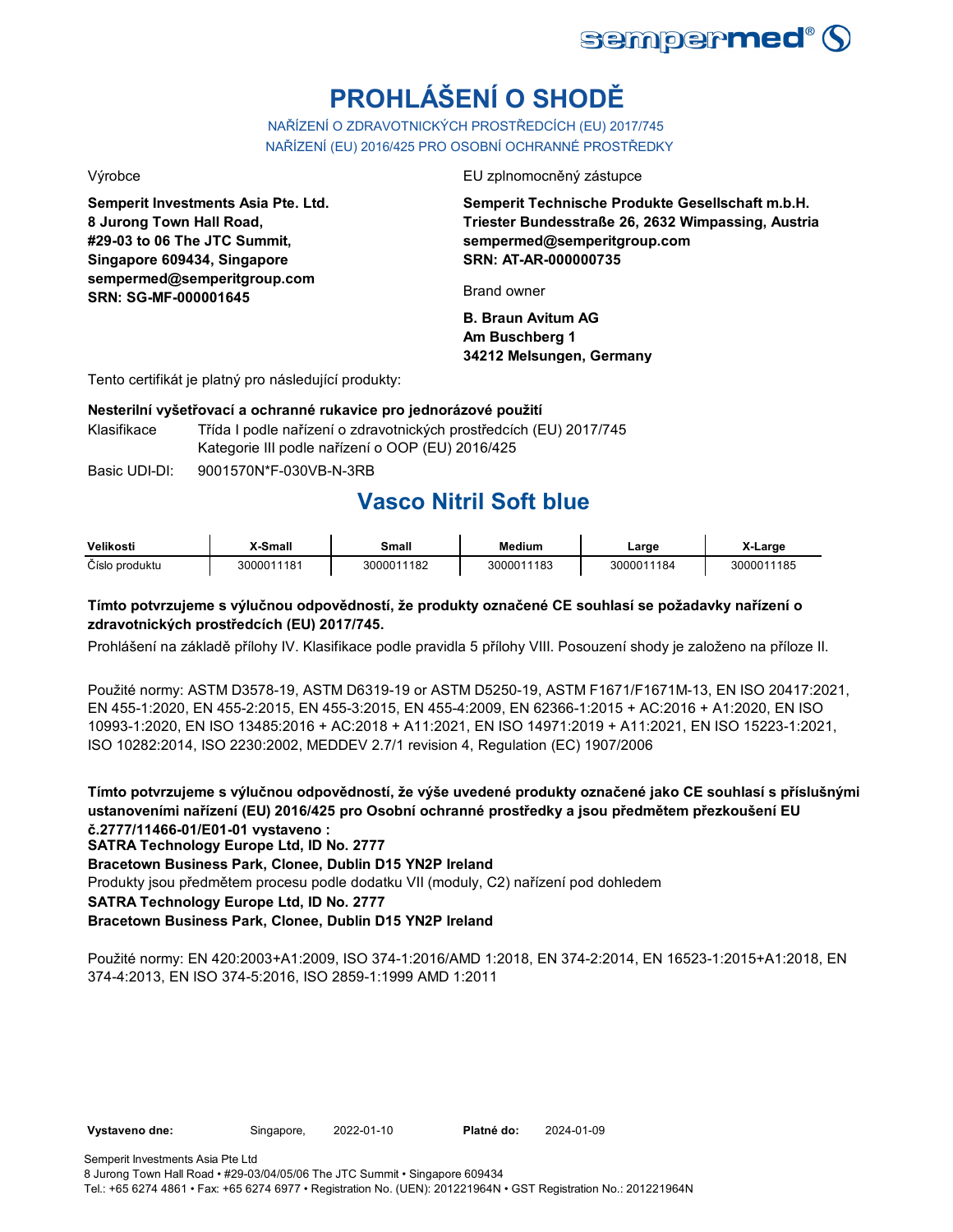# PROHLÁŠENÍ O SHODĚ

NAŘÍZENÍ O ZDRAVOTNICKÝCH PROSTŘEDCÍCH (EU) 2017/745
NAŘÍZENÍ (EU) 2016/425 PRO OSOBNÍ OCHRANNÉ PROSTŘEDKY

Výrobce

**Semperit Investments Asia Pte. Ltd.**
**8 Jurong Town Hall Road,**
**#29-03 to 06 The JTC Summit,**
**Singapore 609434, Singapore**
**sempermed@semperitgroup.com**
**SRN: SG-MF-000001645**

EU zplnomocněný zástupce

**Semperit Technische Produkte Gesellschaft m.b.H.**
**Triester Bundesstraße 26, 2632 Wimpassing, Austria**
**sempermed@semperitgroup.com**
**SRN: AT-AR-000000735**

Brand owner

**B. Braun Avitum AG**
**Am Buschberg 1**
**34212 Melsungen, Germany**

Tento certifikát je platný pro následující produkty:

**Nesterilní vyšetřovací a ochranné rukavice pro jednorázové použití**

Klasifikace: Třída I podle nařízení o zdravotnických prostředcích (EU) 2017/745
Kategorie III podle nařízení o OOP (EU) 2016/425

Basic UDI-DI: 9001570N*F-030VB-N-3RB

## Vasco Nitril Soft blue

| Velikosti | X-Small | Small | Medium | Large | X-Large |
|---|---|---|---|---|---|
| Číslo produktu | 3000011181 | 3000011182 | 3000011183 | 3000011184 | 3000011185 |

**Tímto potvrzujeme s výlučnou odpovědností, že produkty označené CE souhlasí se požadavky nařízení o zdravotnických prostředcích (EU) 2017/745.**

Prohlášení na základě přílohy IV. Klasifikace podle pravidla 5 přílohy VIII. Posouzení shody je založeno na příloze II.

Použité normy: ASTM D3578-19, ASTM D6319-19 or ASTM D5250-19, ASTM F1671/F1671M-13, EN ISO 20417:2021, EN 455-1:2020, EN 455-2:2015, EN 455-3:2015, EN 455-4:2009, EN 62366-1:2015 + AC:2016 + A1:2020, EN ISO 10993-1:2020, EN ISO 13485:2016 + AC:2018 + A11:2021, EN ISO 14971:2019 + A11:2021, EN ISO 15223-1:2021, ISO 10282:2014, ISO 2230:2002, MEDDEV 2.7/1 revision 4, Regulation (EC) 1907/2006

**Tímto potvrzujeme s výlučnou odpovědností, že výše uvedené produkty označené jako CE souhlasí s příslušnými ustanoveními nařízení (EU) 2016/425 pro Osobní ochranné prostředky a jsou předmětem přezkoušení EU č.2777/11466-01/E01-01 vystaveno :**
**SATRA Technology Europe Ltd, ID No. 2777**
**Bracetown Business Park, Clonee, Dublin D15 YN2P Ireland**
Produkty jsou předmětem procesu podle dodatku VII (moduly, C2) nařízení pod dohledem
**SATRA Technology Europe Ltd, ID No. 2777**
**Bracetown Business Park, Clonee, Dublin D15 YN2P Ireland**

Použité normy: EN 420:2003+A1:2009, ISO 374-1:2016/AMD 1:2018, EN 374-2:2014, EN 16523-1:2015+A1:2018, EN 374-4:2013, EN ISO 374-5:2016, ISO 2859-1:1999 AMD 1:2011

**Vystaveno dne:** Singapore, 2022-01-10 **Platné do:** 2024-01-09

Semperit Investments Asia Pte Ltd
8 Jurong Town Hall Road • #29-03/04/05/06 The JTC Summit • Singapore 609434
Tel.: +65 6274 4861 • Fax: +65 6274 6977 • Registration No. (UEN): 201221964N • GST Registration No.: 201221964N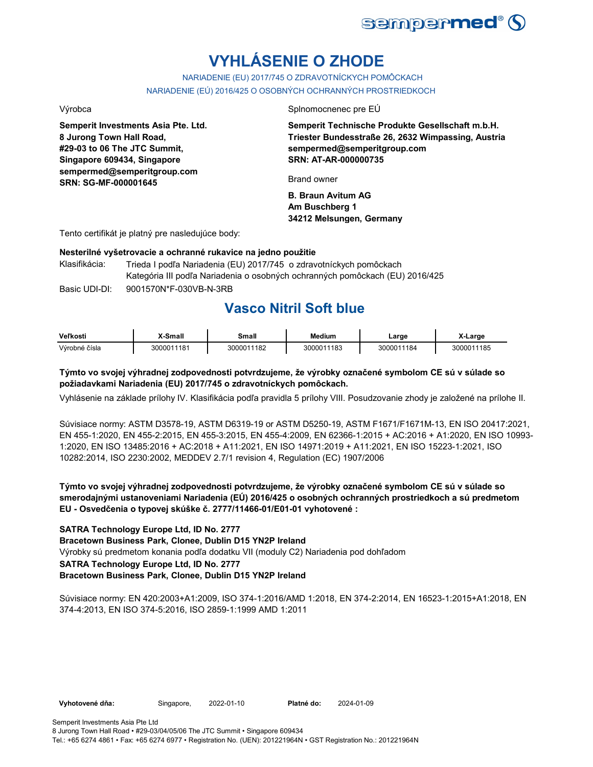# VYHLÁSENIE O ZHODE

NARIADENIE (EU) 2017/745 O ZDRAVOTNÍCKYCH POMÔCKACH

NARIADENIE (EÚ) 2016/425 O OSOBNÝCH OCHRANNÝCH PROSTRIEDKOCH

Výrobca

**Semperit Investments Asia Pte. Ltd.**
**8 Jurong Town Hall Road,**
**#29-03 to 06 The JTC Summit,**
**Singapore 609434, Singapore**
**sempermed@semperitgroup.com**
**SRN: SG-MF-000001645**

Splnomocnenec pre EÚ

**Semperit Technische Produkte Gesellschaft m.b.H.**
**Triester Bundesstraße 26, 2632 Wimpassing, Austria**
**sempermed@semperitgroup.com**
**SRN: AT-AR-000000735**

Brand owner

**B. Braun Avitum AG**
**Am Buschberg 1**
**34212 Melsungen, Germany**

Tento certifikát je platný pre nasledujúce body:

**Nesterilné vyšetrovacie a ochranné rukavice na jedno použitie**

Klasifikácia: Trieda I podľa Nariadenia (EU) 2017/745 o zdravotníckych pomôckach
Kategória III podľa Nariadenia o osobných ochranných pomôckach (EU) 2016/425

Basic UDI-DI: 9001570N*F-030VB-N-3RB

## Vasco Nitril Soft blue

| Veľkosti | X-Small | Small | Medium | Large | X-Large |
|---|---|---|---|---|---|
| Výrobné čísla | 3000011181 | 3000011182 | 3000011183 | 3000011184 | 3000011185 |

**Týmto vo svojej výhradnej zodpovednosti potvrdzujeme, že výrobky označené symbolom CE sú v súlade so požiadavkami Nariadenia (EU) 2017/745 o zdravotníckych pomôckach.**

Vyhlásenie na základe prílohy IV. Klasifikácia podľa pravidla 5 prílohy VIII. Posudzovanie zhody je založené na prílohe II.

Súvisiace normy: ASTM D3578-19, ASTM D6319-19 or ASTM D5250-19, ASTM F1671/F1671M-13, EN ISO 20417:2021, EN 455-1:2020, EN 455-2:2015, EN 455-3:2015, EN 455-4:2009, EN 62366-1:2015 + AC:2016 + A1:2020, EN ISO 10993-1:2020, EN ISO 13485:2016 + AC:2018 + A11:2021, EN ISO 14971:2019 + A11:2021, EN ISO 15223-1:2021, ISO 10282:2014, ISO 2230:2002, MEDDEV 2.7/1 revision 4, Regulation (EC) 1907/2006

**Týmto vo svojej výhradnej zodpovednosti potvrdzujeme, že výrobky označené symbolom CE sú v súlade so smerodajnými ustanoveniami Nariadenia (EÚ) 2016/425 o osobných ochranných prostriedkoch a sú predmetom EU - Osvedčenia o typovej skúške č. 2777/11466-01/E01-01 vyhotovené :**

**SATRA Technology Europe Ltd, ID No. 2777**
**Bracetown Business Park, Clonee, Dublin D15 YN2P Ireland**
Výrobky sú predmetom konania podľa dodatku VII (moduly C2) Nariadenia pod dohľadom
**SATRA Technology Europe Ltd, ID No. 2777**
**Bracetown Business Park, Clonee, Dublin D15 YN2P Ireland**

Súvisiace normy: EN 420:2003+A1:2009, ISO 374-1:2016/AMD 1:2018, EN 374-2:2014, EN 16523-1:2015+A1:2018, EN 374-4:2013, EN ISO 374-5:2016, ISO 2859-1:1999 AMD 1:2011

**Vyhotovené dňa:** Singapore, 2022-01-10 **Platné do:** 2024-01-09

Semperit Investments Asia Pte Ltd
8 Jurong Town Hall Road • #29-03/04/05/06 The JTC Summit • Singapore 609434
Tel.: +65 6274 4861 • Fax: +65 6274 6977 • Registration No. (UEN): 201221964N • GST Registration No.: 201221964N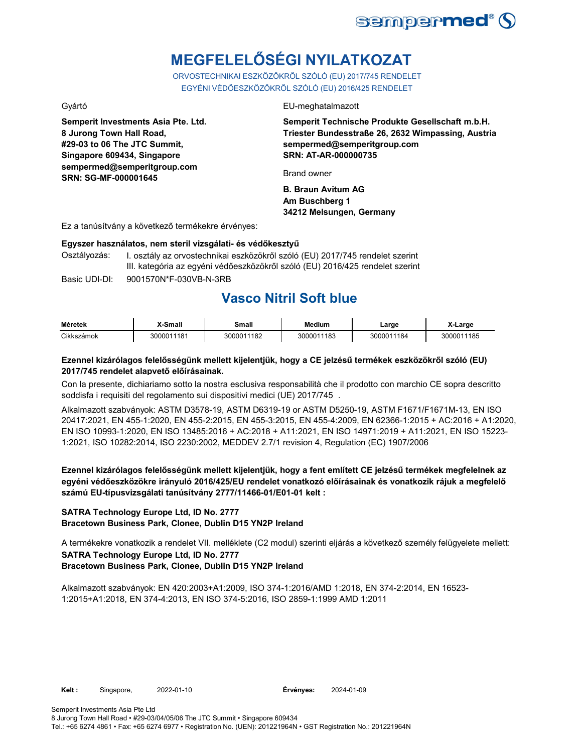# MEGFELELŐSÉGI NYILATKOZAT

ORVOSTECHNIKAI ESZKÖZÖKRŐL SZÓLÓ (EU) 2017/745 RENDELET
EGYÉNI VÉDŐESZKÖZÖKRŐL SZÓLÓ (EU) 2016/425 RENDELET

Gyártó

**Semperit Investments Asia Pte. Ltd.**
**8 Jurong Town Hall Road,**
**#29-03 to 06 The JTC Summit,**
**Singapore 609434, Singapore**
**sempermed@semperitgroup.com**
**SRN: SG-MF-000001645**

EU-meghatalmazott

**Semperit Technische Produkte Gesellschaft m.b.H.**
**Triester Bundesstraße 26, 2632 Wimpassing, Austria**
**sempermed@semperitgroup.com**
**SRN: AT-AR-000000735**

Brand owner

**B. Braun Avitum AG**
**Am Buschberg 1**
**34212 Melsungen, Germany**

Ez a tanúsítvány a következő termékekre érvényes:

**Egyszer használatos, nem steril vizsgálati- és védőkesztyű**

Osztályozás: I. osztály az orvostechnikai eszközökről szóló (EU) 2017/745 rendelet szerint
III. kategória az egyéni védőeszközökről szóló (EU) 2016/425 rendelet szerint

Basic UDI-DI: 9001570N*F-030VB-N-3RB

## Vasco Nitril Soft blue

| Méretek | X-Small | Small | Medium | Large | X-Large |
|---|---|---|---|---|---|
| Cikkszámok | 3000011181 | 3000011182 | 3000011183 | 3000011184 | 3000011185 |

**Ezennel kizárólagos felelősségünk mellett kijelentjük, hogy a CE jelzésű termékek eszközökről szóló (EU) 2017/745 rendelet alapvető előírásainak.**

Con la presente, dichiariamo sotto la nostra esclusiva responsabilità che il prodotto con marchio CE sopra descritto soddisfa i requisiti del regolamento sui dispositivi medici (UE) 2017/745 .

Alkalmazott szabványok: ASTM D3578-19, ASTM D6319-19 or ASTM D5250-19, ASTM F1671/F1671M-13, EN ISO 20417:2021, EN 455-1:2020, EN 455-2:2015, EN 455-3:2015, EN 455-4:2009, EN 62366-1:2015 + AC:2016 + A1:2020, EN ISO 10993-1:2020, EN ISO 13485:2016 + AC:2018 + A11:2021, EN ISO 14971:2019 + A11:2021, EN ISO 15223-1:2021, ISO 10282:2014, ISO 2230:2002, MEDDEV 2.7/1 revision 4, Regulation (EC) 1907/2006

**Ezennel kizárólagos felelősségünk mellett kijelentjük, hogy a fent említett CE jelzésű termékek megfelelnek az egyéni védőeszközökre irányuló 2016/425/EU rendelet vonatkozó előírásainak és vonatkozik rájuk a megfelelő számú EU-típusvizsgálati tanúsítvány 2777/11466-01/E01-01 kelt :**

**SATRA Technology Europe Ltd, ID No. 2777**
**Bracetown Business Park, Clonee, Dublin D15 YN2P Ireland**

A termékekre vonatkozik a rendelet VII. melléklete (C2 modul) szerinti eljárás a következő személy felügyelete mellett:
**SATRA Technology Europe Ltd, ID No. 2777**
**Bracetown Business Park, Clonee, Dublin D15 YN2P Ireland**

Alkalmazott szabványok: EN 420:2003+A1:2009, ISO 374-1:2016/AMD 1:2018, EN 374-2:2014, EN 16523-1:2015+A1:2018, EN 374-4:2013, EN ISO 374-5:2016, ISO 2859-1:1999 AMD 1:2011

**Kelt :** Singapore, 2022-01-10 **Érvényes:** 2024-01-09

Semperit Investments Asia Pte Ltd
8 Jurong Town Hall Road • #29-03/04/05/06 The JTC Summit • Singapore 609434
Tel.: +65 6274 4861 • Fax: +65 6274 6977 • Registration No. (UEN): 201221964N • GST Registration No.: 201221964N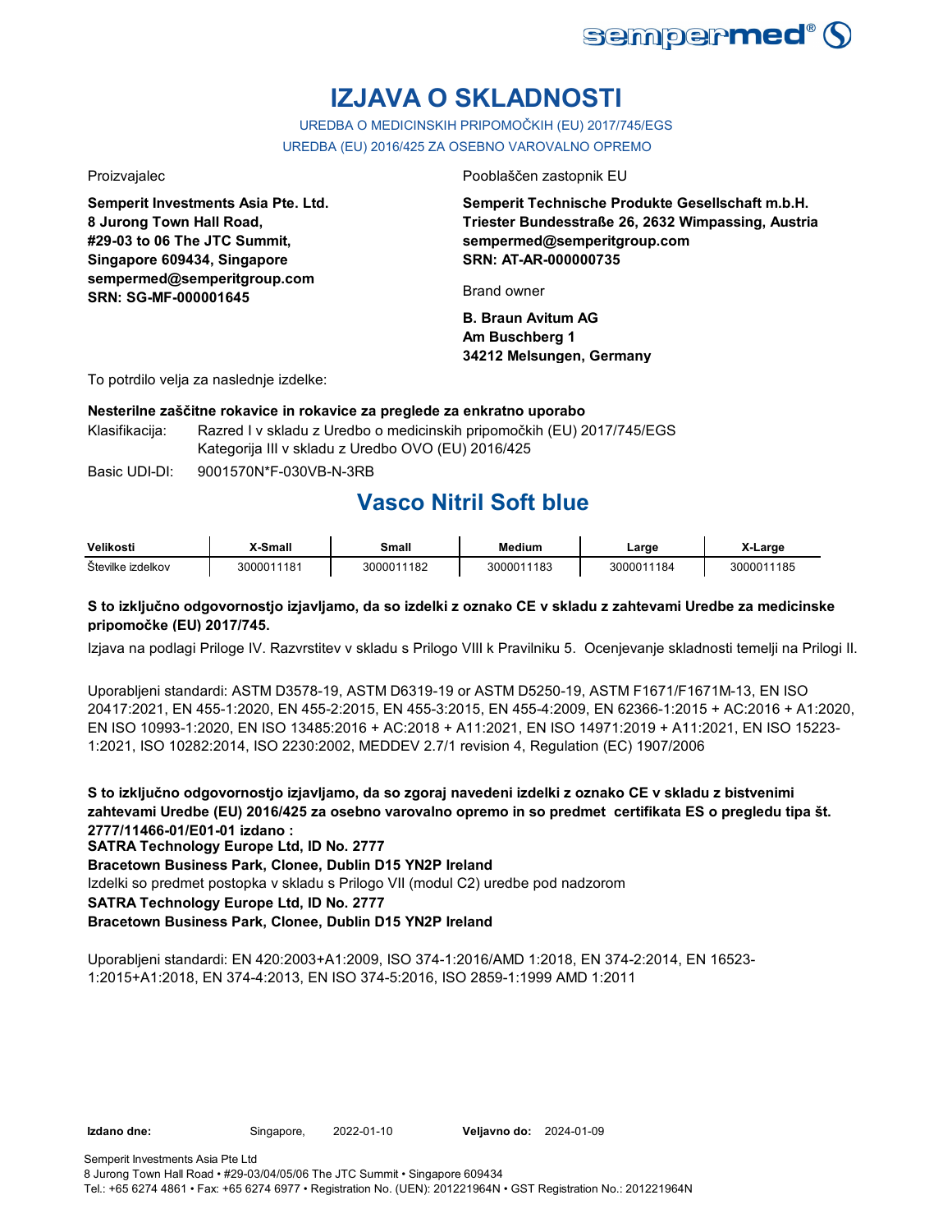# IZJAVA O SKLADNOSTI

UREDBA O MEDICINSKIH PRIPOMOČKIH (EU) 2017/745/EGS

UREDBA (EU) 2016/425 ZA OSEBNO VAROVALNO OPREMO

Proizvajalec

**Semperit Investments Asia Pte. Ltd.**
**8 Jurong Town Hall Road,**
**#29-03 to 06 The JTC Summit,**
**Singapore 609434, Singapore**
**sempermed@semperitgroup.com**
**SRN: SG-MF-000001645**

Pooblaščen zastopnik EU

**Semperit Technische Produkte Gesellschaft m.b.H.**
**Triester Bundesstraße 26, 2632 Wimpassing, Austria**
**sempermed@semperitgroup.com**
**SRN: AT-AR-000000735**

Brand owner

**B. Braun Avitum AG**
**Am Buschberg 1**
**34212 Melsungen, Germany**

To potrdilo velja za naslednje izdelke:

**Nesterilne zaščitne rokavice in rokavice za preglede za enkratno uporabo**

Klasifikacija: Razred I v skladu z Uredbo o medicinskih pripomočkih (EU) 2017/745/EGS
Kategorija III v skladu z Uredbo OVO (EU) 2016/425

Basic UDI-DI: 9001570N*F-030VB-N-3RB

## Vasco Nitril Soft blue

| Velikosti | X-Small | Small | Medium | Large | X-Large |
|---|---|---|---|---|---|
| Številke izdelkov | 3000011181 | 3000011182 | 3000011183 | 3000011184 | 3000011185 |

**S to izključno odgovornostjo izjavljamo, da so izdelki z oznako CE v skladu z zahtevami Uredbe za medicinske pripomočke (EU) 2017/745.**

Izjava na podlagi Priloge IV. Razvrstitev v skladu s Prilogo VIII k Pravilniku 5. Ocenjevanje skladnosti temelji na Prilogi II.

Uporabljeni standardi: ASTM D3578-19, ASTM D6319-19 or ASTM D5250-19, ASTM F1671/F1671M-13, EN ISO 20417:2021, EN 455-1:2020, EN 455-2:2015, EN 455-3:2015, EN 455-4:2009, EN 62366-1:2015 + AC:2016 + A1:2020, EN ISO 10993-1:2020, EN ISO 13485:2016 + AC:2018 + A11:2021, EN ISO 14971:2019 + A11:2021, EN ISO 15223-1:2021, ISO 10282:2014, ISO 2230:2002, MEDDEV 2.7/1 revision 4, Regulation (EC) 1907/2006

**S to izključno odgovornostjo izjavljamo, da so zgoraj navedeni izdelki z oznako CE v skladu z bistvenimi zahtevami Uredbe (EU) 2016/425 za osebno varovalno opremo in so predmet certifikata ES o pregledu tipa št. 2777/11466-01/E01-01 izdano :**
**SATRA Technology Europe Ltd, ID No. 2777**
**Bracetown Business Park, Clonee, Dublin D15 YN2P Ireland**
Izdelki so predmet postopka v skladu s Prilogo VII (modul C2) uredbe pod nadzorom
**SATRA Technology Europe Ltd, ID No. 2777**
**Bracetown Business Park, Clonee, Dublin D15 YN2P Ireland**

Uporabljeni standardi: EN 420:2003+A1:2009, ISO 374-1:2016/AMD 1:2018, EN 374-2:2014, EN 16523-1:2015+A1:2018, EN 374-4:2013, EN ISO 374-5:2016, ISO 2859-1:1999 AMD 1:2011

**Izdano dne:** Singapore, 2022-01-10 **Veljavno do:** 2024-01-09

Semperit Investments Asia Pte Ltd
8 Jurong Town Hall Road • #29-03/04/05/06 The JTC Summit • Singapore 609434
Tel.: +65 6274 4861 • Fax: +65 6274 6977 • Registration No. (UEN): 201221964N • GST Registration No.: 201221964N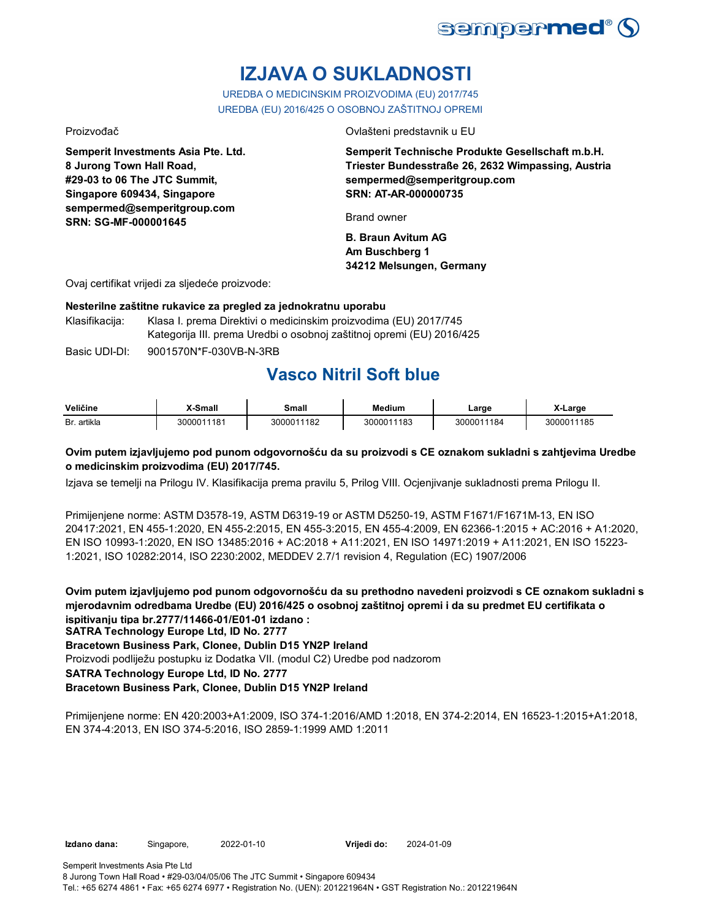# IZJAVA O SUKLADNOSTI

UREDBA O MEDICINSKIM PROIZVODIMA (EU) 2017/745
UREDBA (EU) 2016/425 O OSOBNOJ ZAŠTITNOJ OPREMI

Proizvođač

**Semperit Investments Asia Pte. Ltd.**
**8 Jurong Town Hall Road,**
**#29-03 to 06 The JTC Summit,**
**Singapore 609434, Singapore**
**sempermed@semperitgroup.com**
**SRN: SG-MF-000001645**

Ovlašteni predstavnik u EU

**Semperit Technische Produkte Gesellschaft m.b.H.**
**Triester Bundesstraße 26, 2632 Wimpassing, Austria**
**sempermed@semperitgroup.com**
**SRN: AT-AR-000000735**

Brand owner

**B. Braun Avitum AG**
**Am Buschberg 1**
**34212 Melsungen, Germany**

Ovaj certifikat vrijedi za sljedeće proizvode:

**Nesterilne zaštitne rukavice za pregled za jednokratnu uporabu**

Klasifikacija: Klasa I. prema Direktivi o medicinskim proizvodima (EU) 2017/745
Kategorija III. prema Uredbi o osobnoj zaštitnoj opremi (EU) 2016/425

Basic UDI-DI: 9001570N*F-030VB-N-3RB

## Vasco Nitril Soft blue

| Veličine | X-Small | Small | Medium | Large | X-Large |
|---|---|---|---|---|---|
| Br. artikla | 3000011181 | 3000011182 | 3000011183 | 3000011184 | 3000011185 |

**Ovim putem izjavljujemo pod punom odgovornošću da su proizvodi s CE oznakom sukladni s zahtjevima Uredbe o medicinskim proizvodima (EU) 2017/745.**

Izjava se temelji na Prilogu IV. Klasifikacija prema pravilu 5, Prilog VIII. Ocjenjivanje sukladnosti prema Prilogu II.

Primijenjene norme: ASTM D3578-19, ASTM D6319-19 or ASTM D5250-19, ASTM F1671/F1671M-13, EN ISO 20417:2021, EN 455-1:2020, EN 455-2:2015, EN 455-3:2015, EN 455-4:2009, EN 62366-1:2015 + AC:2016 + A1:2020, EN ISO 10993-1:2020, EN ISO 13485:2016 + AC:2018 + A11:2021, EN ISO 14971:2019 + A11:2021, EN ISO 15223-1:2021, ISO 10282:2014, ISO 2230:2002, MEDDEV 2.7/1 revision 4, Regulation (EC) 1907/2006

**Ovim putem izjavljujemo pod punom odgovornošću da su prethodno navedeni proizvodi s CE oznakom sukladni s mjerodavnim odredbama Uredbe (EU) 2016/425 o osobnoj zaštitnoj opremi i da su predmet EU certifikata o ispitivanju tipa br.2777/11466-01/E01-01 izdano :**
**SATRA Technology Europe Ltd, ID No. 2777**
**Bracetown Business Park, Clonee, Dublin D15 YN2P Ireland**
Proizvodi podliježu postupku iz Dodatka VII. (modul C2) Uredbe pod nadzorom
**SATRA Technology Europe Ltd, ID No. 2777**
**Bracetown Business Park, Clonee, Dublin D15 YN2P Ireland**

Primijenjene norme: EN 420:2003+A1:2009, ISO 374-1:2016/AMD 1:2018, EN 374-2:2014, EN 16523-1:2015+A1:2018, EN 374-4:2013, EN ISO 374-5:2016, ISO 2859-1:1999 AMD 1:2011

**Izdano dana:** Singapore, 2022-01-10 **Vrijedi do:** 2024-01-09

Semperit Investments Asia Pte Ltd
8 Jurong Town Hall Road • #29-03/04/05/06 The JTC Summit • Singapore 609434
Tel.: +65 6274 4861 • Fax: +65 6274 6977 • Registration No. (UEN): 201221964N • GST Registration No.: 201221964N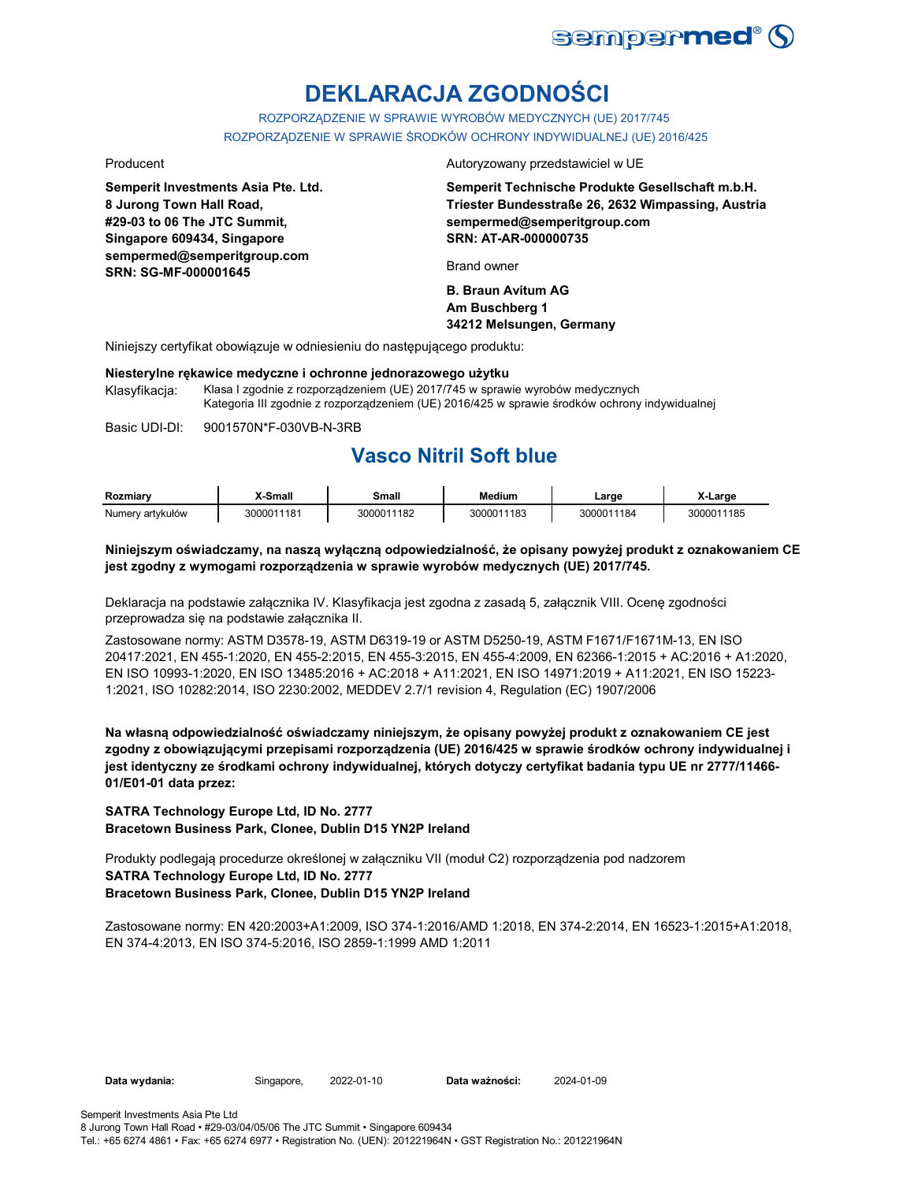# DEKLARACJA ZGODNOŚCI

ROZPORZĄDZENIE W SPRAWIE WYROBÓW MEDYCZNYCH (UE) 2017/745

ROZPORZĄDZENIE W SPRAWIE ŚRODKÓW OCHRONY INDYWIDUALNEJ (UE) 2016/425

Producent

**Semperit Investments Asia Pte. Ltd.**
**8 Jurong Town Hall Road,**
**#29-03 to 06 The JTC Summit,**
**Singapore 609434, Singapore**
**sempermed@semperitgroup.com**
**SRN: SG-MF-000001645**

Autoryzowany przedstawiciel w UE

**Semperit Technische Produkte Gesellschaft m.b.H.**
**Triester Bundesstraße 26, 2632 Wimpassing, Austria**
**sempermed@semperitgroup.com**
**SRN: AT-AR-000000735**

Brand owner

**B. Braun Avitum AG**
**Am Buschberg 1**
**34212 Melsungen, Germany**

Niniejszy certyfikat obowiązuje w odniesieniu do następującego produktu:

**Niesterylne rękawice medyczne i ochronne jednorazowego użytku**

Klasyfikacja: Klasa I zgodnie z rozporządzeniem (UE) 2017/745 w sprawie wyrobów medycznych
Kategoria III zgodnie z rozporządzeniem (UE) 2016/425 w sprawie środków ochrony indywidualnej

Basic UDI-DI: 9001570N*F-030VB-N-3RB

## Vasco Nitril Soft blue

| Rozmiary | X-Small | Small | Medium | Large | X-Large |
|---|---|---|---|---|---|
| Numery artykułów | 3000011181 | 3000011182 | 3000011183 | 3000011184 | 3000011185 |

**Niniejszym oświadczamy, na naszą wyłączną odpowiedzialność, że opisany powyżej produkt z oznakowaniem CE jest zgodny z wymogami rozporządzenia w sprawie wyrobów medycznych (UE) 2017/745.**

Deklaracja na podstawie załącznika IV. Klasyfikacja jest zgodna z zasadą 5, załącznik VIII. Ocenę zgodności przeprowadza się na podstawie załącznika II.

Zastosowane normy: ASTM D3578-19, ASTM D6319-19 or ASTM D5250-19, ASTM F1671/F1671M-13, EN ISO 20417:2021, EN 455-1:2020, EN 455-2:2015, EN 455-3:2015, EN 455-4:2009, EN 62366-1:2015 + AC:2016 + A1:2020, EN ISO 10993-1:2020, EN ISO 13485:2016 + AC:2018 + A11:2021, EN ISO 14971:2019 + A11:2021, EN ISO 15223-1:2021, ISO 10282:2014, ISO 2230:2002, MEDDEV 2.7/1 revision 4, Regulation (EC) 1907/2006

**Na własną odpowiedzialność oświadczamy niniejszym, że opisany powyżej produkt z oznakowaniem CE jest zgodny z obowiązującymi przepisami rozporządzenia (UE) 2016/425 w sprawie środków ochrony indywidualnej i jest identyczny ze środkami ochrony indywidualnej, których dotyczy certyfikat badania typu UE nr 2777/11466-01/E01-01 data przez:**

**SATRA Technology Europe Ltd, ID No. 2777**
**Bracetown Business Park, Clonee, Dublin D15 YN2P Ireland**

Produkty podlegają procedurze określonej w załączniku VII (moduł C2) rozporządzenia pod nadzorem
**SATRA Technology Europe Ltd, ID No. 2777**
**Bracetown Business Park, Clonee, Dublin D15 YN2P Ireland**

Zastosowane normy: EN 420:2003+A1:2009, ISO 374-1:2016/AMD 1:2018, EN 374-2:2014, EN 16523-1:2015+A1:2018, EN 374-4:2013, EN ISO 374-5:2016, ISO 2859-1:1999 AMD 1:2011

**Data wydania:** Singapore, 2022-01-10 **Data ważności:** 2024-01-09

Semperit Investments Asia Pte Ltd
8 Jurong Town Hall Road • #29-03/04/05/06 The JTC Summit • Singapore 609434
Tel.: +65 6274 4861 • Fax: +65 6274 6977 • Registration No. (UEN): 201221964N • GST Registration No.: 201221964N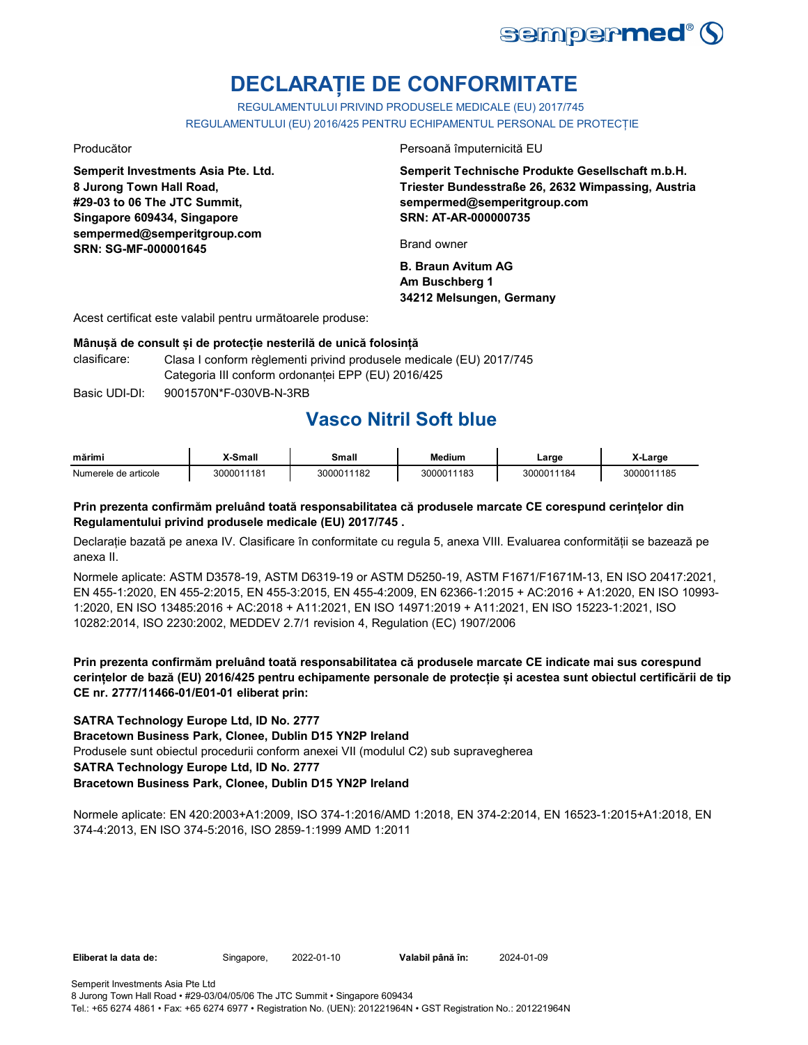# DECLARAȚIE DE CONFORMITATE

REGULAMENTULUI PRIVIND PRODUSELE MEDICALE (EU) 2017/745

REGULAMENTULUI (EU) 2016/425 PENTRU ECHIPAMENTUL PERSONAL DE PROTECȚIE

Producător

**Semperit Investments Asia Pte. Ltd.**
**8 Jurong Town Hall Road,**
**#29-03 to 06 The JTC Summit,**
**Singapore 609434, Singapore**
**sempermed@semperitgroup.com**
**SRN: SG-MF-000001645**

Persoană împuternicită EU

**Semperit Technische Produkte Gesellschaft m.b.H.**
**Triester Bundesstraße 26, 2632 Wimpassing, Austria**
**sempermed@semperitgroup.com**
**SRN: AT-AR-000000735**

Brand owner

**B. Braun Avitum AG**
**Am Buschberg 1**
**34212 Melsungen, Germany**

Acest certificat este valabil pentru următoarele produse:

**Mânușă de consult și de protecție nesterilă de unică folosință**

clasificare: Clasa I conform règlementi privind produsele medicale (EU) 2017/745
Categoria III conform ordonanței EPP (EU) 2016/425

Basic UDI-DI: 9001570N*F-030VB-N-3RB

## Vasco Nitril Soft blue

| mărimi | X-Small | Small | Medium | Large | X-Large |
|---|---|---|---|---|---|
| Numerele de articole | 3000011181 | 3000011182 | 3000011183 | 3000011184 | 3000011185 |

**Prin prezenta confirmăm preluând toată responsabilitatea că produsele marcate CE corespund cerințelor din Regulamentului privind produsele medicale (EU) 2017/745 .**

Declarație bazată pe anexa IV. Clasificare în conformitate cu regula 5, anexa VIII. Evaluarea conformității se bazează pe anexa II.

Normele aplicate: ASTM D3578-19, ASTM D6319-19 or ASTM D5250-19, ASTM F1671/F1671M-13, EN ISO 20417:2021, EN 455-1:2020, EN 455-2:2015, EN 455-3:2015, EN 455-4:2009, EN 62366-1:2015 + AC:2016 + A1:2020, EN ISO 10993-1:2020, EN ISO 13485:2016 + AC:2018 + A11:2021, EN ISO 14971:2019 + A11:2021, EN ISO 15223-1:2021, ISO 10282:2014, ISO 2230:2002, MEDDEV 2.7/1 revision 4, Regulation (EC) 1907/2006

**Prin prezenta confirmăm preluând toată responsabilitatea că produsele marcate CE indicate mai sus corespund cerințelor de bază (EU) 2016/425 pentru echipamente personale de protecție și acestea sunt obiectul certificării de tip CE nr. 2777/11466-01/E01-01 eliberat prin:**

**SATRA Technology Europe Ltd, ID No. 2777**
**Bracetown Business Park, Clonee, Dublin D15 YN2P Ireland**
Produsele sunt obiectul procedurii conform anexei VII (modulul C2) sub supravegherea
**SATRA Technology Europe Ltd, ID No. 2777**
**Bracetown Business Park, Clonee, Dublin D15 YN2P Ireland**

Normele aplicate: EN 420:2003+A1:2009, ISO 374-1:2016/AMD 1:2018, EN 374-2:2014, EN 16523-1:2015+A1:2018, EN 374-4:2013, EN ISO 374-5:2016, ISO 2859-1:1999 AMD 1:2011

**Eliberat la data de:** Singapore, 2022-01-10 **Valabil până în:** 2024-01-09

Semperit Investments Asia Pte Ltd
8 Jurong Town Hall Road • #29-03/04/05/06 The JTC Summit • Singapore 609434
Tel.: +65 6274 4861 • Fax: +65 6274 6977 • Registration No. (UEN): 201221964N • GST Registration No.: 201221964N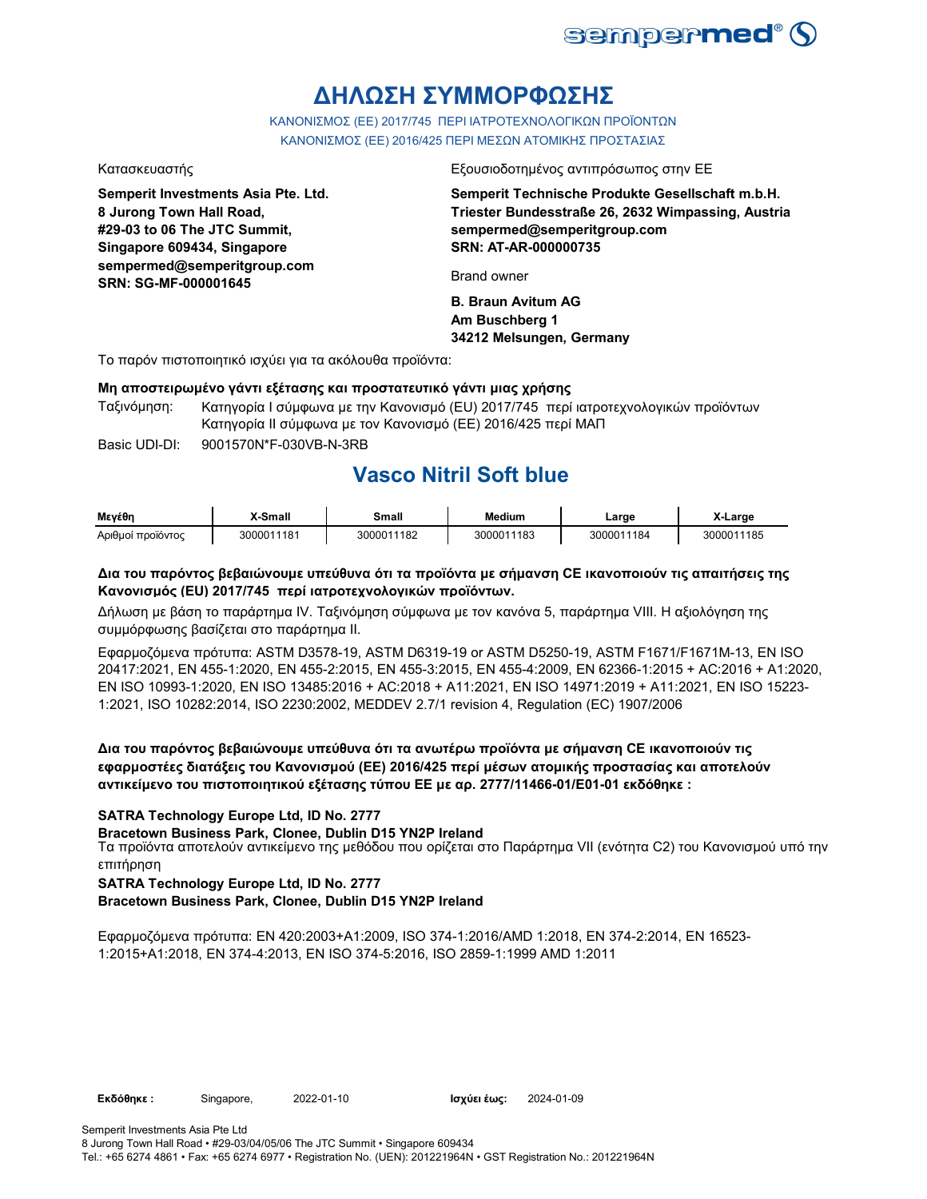# ΔΗΛΩΣΗ ΣΥΜΜΟΡΦΩΣΗΣ

ΚΑΝΟΝΙΣΜΟΣ (ΕΕ) 2017/745 ΠΕΡΙ ΙΑΤΡΟΤΕΧΝΟΛΟΓΙΚΩΝ ΠΡΟΪΟΝΤΩΝ
ΚΑΝΟΝΙΣΜΟΣ (ΕΕ) 2016/425 ΠΕΡΙ ΜΕΣΩΝ ΑΤΟΜΙΚΗΣ ΠΡΟΣΤΑΣΙΑΣ

Κατασκευαστής

**Semperit Investments Asia Pte. Ltd.**
**8 Jurong Town Hall Road,**
**#29-03 to 06 The JTC Summit,**
**Singapore 609434, Singapore**
**sempermed@semperitgroup.com**
**SRN: SG-MF-000001645**

Εξουσιοδοτημένος αντιπρόσωπος στην ΕΕ

**Semperit Technische Produkte Gesellschaft m.b.H.**
**Triester Bundesstraße 26, 2632 Wimpassing, Austria**
**sempermed@semperitgroup.com**
**SRN: AT-AR-000000735**

Brand owner

**B. Braun Avitum AG**
**Am Buschberg 1**
**34212 Melsungen, Germany**

Το παρόν πιστοποιητικό ισχύει για τα ακόλουθα προϊόντα:

**Μη αποστειρωμένο γάντι εξέτασης και προστατευτικό γάντι μιας χρήσης**

Ταξινόμηση: Κατηγορία I σύμφωνα με την Κανονισμό (EU) 2017/745 περί ιατροτεχνολογικών προϊόντων
Κατηγορία II σύμφωνα με τον Κανονισμό (ΕΕ) 2016/425 περί ΜΑΠ

Basic UDI-DI: 9001570N*F-030VB-N-3RB

## Vasco Nitril Soft blue

| Μεγέθη | X-Small | Small | Medium | Large | X-Large |
|---|---|---|---|---|---|
| Αριθμοί προϊόντος | 3000011181 | 3000011182 | 3000011183 | 3000011184 | 3000011185 |

**Δια του παρόντος βεβαιώνουμε υπεύθυνα ότι τα προϊόντα με σήμανση CE ικανοποιούν τις απαιτήσεις της Κανονισμός (EU) 2017/745 περί ιατροτεχνολογικών προϊόντων.**

Δήλωση με βάση το παράρτημα IV. Ταξινόμηση σύμφωνα με τον κανόνα 5, παράρτημα VIII. Η αξιολόγηση της συμμόρφωσης βασίζεται στο παράρτημα II.

Εφαρμοζόμενα πρότυπα: ASTM D3578-19, ASTM D6319-19 or ASTM D5250-19, ASTM F1671/F1671M-13, EN ISO 20417:2021, EN 455-1:2020, EN 455-2:2015, EN 455-3:2015, EN 455-4:2009, EN 62366-1:2015 + AC:2016 + A1:2020, EN ISO 10993-1:2020, EN ISO 13485:2016 + AC:2018 + A11:2021, EN ISO 14971:2019 + A11:2021, EN ISO 15223-1:2021, ISO 10282:2014, ISO 2230:2002, MEDDEV 2.7/1 revision 4, Regulation (EC) 1907/2006

**Δια του παρόντος βεβαιώνουμε υπεύθυνα ότι τα ανωτέρω προϊόντα με σήμανση CE ικανοποιούν τις εφαρμοστέες διατάξεις του Κανονισμού (ΕΕ) 2016/425 περί μέσων ατομικής προστασίας και αποτελούν αντικείμενο του πιστοποιητικού εξέτασης τύπου ΕΕ με αρ. 2777/11466-01/E01-01 εκδόθηκε :**

**SATRA Technology Europe Ltd, ID No. 2777**
**Bracetown Business Park, Clonee, Dublin D15 YN2P Ireland**
Τα προϊόντα αποτελούν αντικείμενο της μεθόδου που ορίζεται στο Παράρτημα VII (ενότητα C2) του Κανονισμού υπό την επιτήρηση
**SATRA Technology Europe Ltd, ID No. 2777**
**Bracetown Business Park, Clonee, Dublin D15 YN2P Ireland**

Εφαρμοζόμενα πρότυπα: EN 420:2003+A1:2009, ISO 374-1:2016/AMD 1:2018, EN 374-2:2014, EN 16523-1:2015+A1:2018, EN 374-4:2013, EN ISO 374-5:2016, ISO 2859-1:1999 AMD 1:2011

**Εκδόθηκε :** Singapore, 2022-01-10 **Ισχύει έως:** 2024-01-09

Semperit Investments Asia Pte Ltd
8 Jurong Town Hall Road • #29-03/04/05/06 The JTC Summit • Singapore 609434
Tel.: +65 6274 4861 • Fax: +65 6274 6977 • Registration No. (UEN): 201221964N • GST Registration No.: 201221964N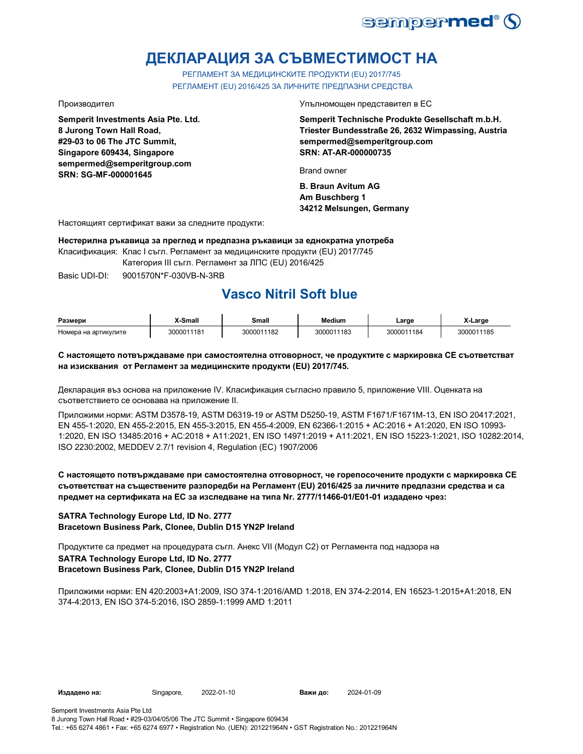# ДЕКЛАРАЦИЯ ЗА СЪВМЕСТИМОСТ НА

РЕГЛАМЕНТ ЗА МЕДИЦИНСКИТЕ ПРОДУКТИ (EU) 2017/745
РЕГЛАМЕНТ (EU) 2016/425 ЗА ЛИЧНИТЕ ПРЕДПАЗНИ СРЕДСТВА

Производител

**Semperit Investments Asia Pte. Ltd.**
**8 Jurong Town Hall Road,**
**#29-03 to 06 The JTC Summit,**
**Singapore 609434, Singapore**
**sempermed@semperitgroup.com**
**SRN: SG-MF-000001645**

Упълномощен представител в ЕС

**Semperit Technische Produkte Gesellschaft m.b.H.**
**Triester Bundesstraße 26, 2632 Wimpassing, Austria**
**sempermed@semperitgroup.com**
**SRN: AT-AR-000000735**

Brand owner

**B. Braun Avitum AG**
**Am Buschberg 1**
**34212 Melsungen, Germany**

Настоящият сертификат важи за следните продукти:

**Нестерилна ръкавица за преглед и предпазна ръкавици за еднократна употреба**

Класификация: Клас I съгл. Регламент за медицинските продукти (EU) 2017/745
Категория III съгл. Регламент за ЛПС (EU) 2016/425

Basic UDI-DI: 9001570N*F-030VB-N-3RB

## Vasco Nitril Soft blue

| Размери | X-Small | Small | Medium | Large | X-Large |
|---|---|---|---|---|---|
| Номера на артикулите | 3000011181 | 3000011182 | 3000011183 | 3000011184 | 3000011185 |

**С настоящето потвърждаваме при самостоятелна отговорност, че продуктите с маркировка СЕ съответстват на изисквания от Регламент за медицинските продукти (EU) 2017/745.**

Декларация въз основа на приложение IV. Класификация съгласно правило 5, приложение VIII. Оценката на съответствието се основава на приложение II.

Приложими норми: ASTM D3578-19, ASTM D6319-19 or ASTM D5250-19, ASTM F1671/F1671M-13, EN ISO 20417:2021, EN 455-1:2020, EN 455-2:2015, EN 455-3:2015, EN 455-4:2009, EN 62366-1:2015 + AC:2016 + A1:2020, EN ISO 10993-1:2020, EN ISO 13485:2016 + AC:2018 + A11:2021, EN ISO 14971:2019 + A11:2021, EN ISO 15223-1:2021, ISO 10282:2014, ISO 2230:2002, MEDDEV 2.7/1 revision 4, Regulation (EC) 1907/2006

**С настоящето потвърждаваме при самостоятелна отговорност, че горепосочените продукти с маркировка СЕ съответстват на съществените разпоредби на Регламент (EU) 2016/425 за личните предпазни средства и са предмет на сертификата на ЕС за изследване на типа Nr. 2777/11466-01/E01-01 издадено чрез:**

**SATRA Technology Europe Ltd, ID No. 2777**
**Bracetown Business Park, Clonee, Dublin D15 YN2P Ireland**

Продуктите са предмет на процедурата съгл. Анекс VII (Модул С2) от Регламента под надзора на
**SATRA Technology Europe Ltd, ID No. 2777**
**Bracetown Business Park, Clonee, Dublin D15 YN2P Ireland**

Приложими норми: EN 420:2003+A1:2009, ISO 374-1:2016/AMD 1:2018, EN 374-2:2014, EN 16523-1:2015+A1:2018, EN 374-4:2013, EN ISO 374-5:2016, ISO 2859-1:1999 AMD 1:2011

**Издадено на:** Singapore, 2022-01-10 **Важи до:** 2024-01-09

Semperit Investments Asia Pte Ltd
8 Jurong Town Hall Road • #29-03/04/05/06 The JTC Summit • Singapore 609434
Tel.: +65 6274 4861 • Fax: +65 6274 6977 • Registration No. (UEN): 201221964N • GST Registration No.: 201221964N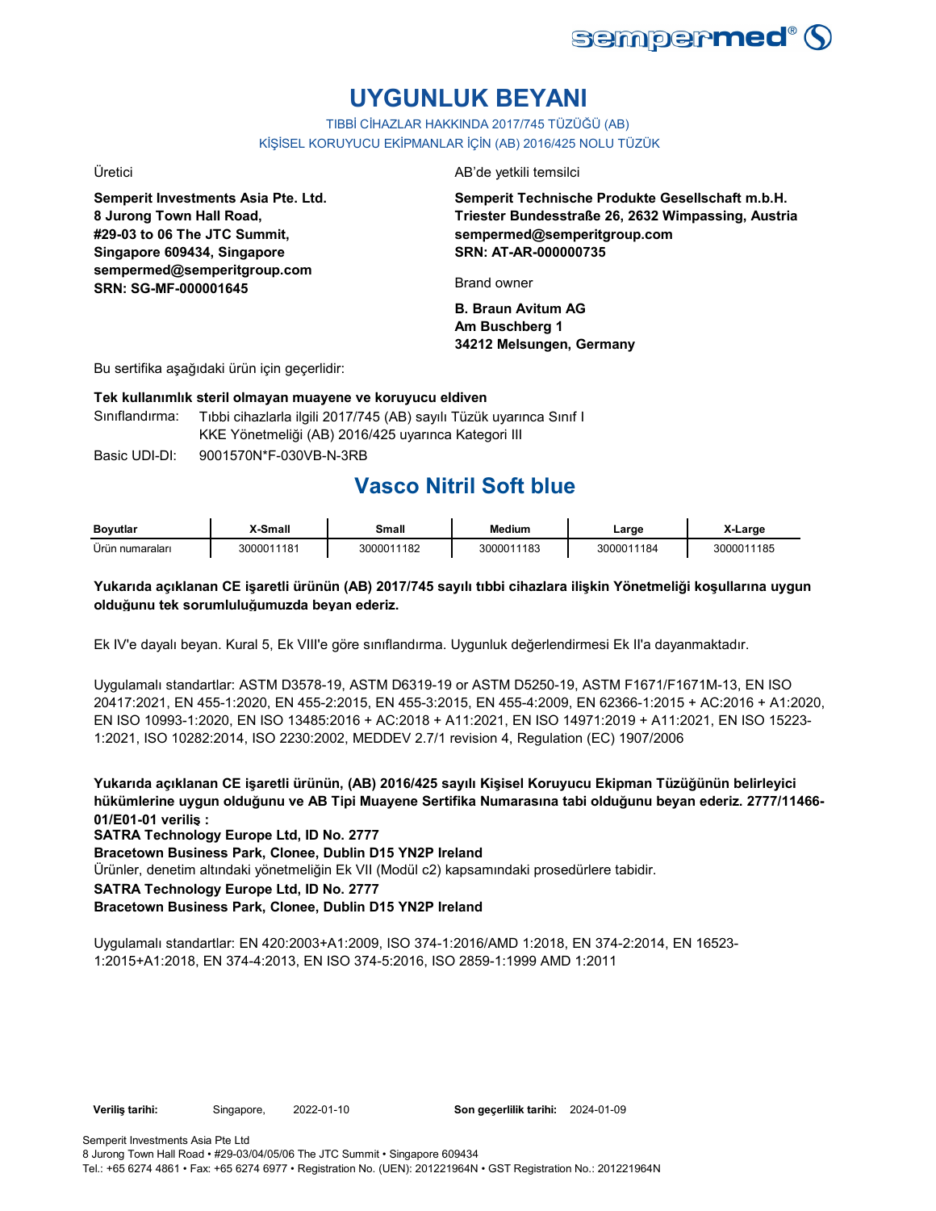# UYGUNLUK BEYANI

TIBBİ CİHAZLAR HAKKINDA 2017/745 TÜZÜĞÜ (AB)
KİŞİSEL KORUYUCU EKİPMANLAR İÇİN (AB) 2016/425 NOLU TÜZÜK

Üretici

**Semperit Investments Asia Pte. Ltd.**
**8 Jurong Town Hall Road,**
**#29-03 to 06 The JTC Summit,**
**Singapore 609434, Singapore**
**sempermed@semperitgroup.com**
**SRN: SG-MF-000001645**

AB'de yetkili temsilci

**Semperit Technische Produkte Gesellschaft m.b.H.**
**Triester Bundesstraße 26, 2632 Wimpassing, Austria**
**sempermed@semperitgroup.com**
**SRN: AT-AR-000000735**

Brand owner

**B. Braun Avitum AG**
**Am Buschberg 1**
**34212 Melsungen, Germany**

Bu sertifika aşağıdaki ürün için geçerlidir:

**Tek kullanımlık steril olmayan muayene ve koruyucu eldiven**

Sınıflandırma: Tıbbi cihazlarla ilgili 2017/745 (AB) sayılı Tüzük uyarınca Sınıf I
KKE Yönetmeliği (AB) 2016/425 uyarınca Kategori III

Basic UDI-DI: 9001570N*F-030VB-N-3RB

## Vasco Nitril Soft blue

| Boyutlar | X-Small | Small | Medium | Large | X-Large |
|---|---|---|---|---|---|
| Ürün numaraları | 3000011181 | 3000011182 | 3000011183 | 3000011184 | 3000011185 |

**Yukarıda açıklanan CE işaretli ürünün (AB) 2017/745 sayılı tıbbi cihazlara ilişkin Yönetmeliği koşullarına uygun olduğunu tek sorumluluğumuzda beyan ederiz.**

Ek IV'e dayalı beyan. Kural 5, Ek VIII'e göre sınıflandırma. Uygunluk değerlendirmesi Ek II'a dayanmaktadır.

Uygulamalı standartlar: ASTM D3578-19, ASTM D6319-19 or ASTM D5250-19, ASTM F1671/F1671M-13, EN ISO 20417:2021, EN 455-1:2020, EN 455-2:2015, EN 455-3:2015, EN 455-4:2009, EN 62366-1:2015 + AC:2016 + A1:2020, EN ISO 10993-1:2020, EN ISO 13485:2016 + AC:2018 + A11:2021, EN ISO 14971:2019 + A11:2021, EN ISO 15223-1:2021, ISO 10282:2014, ISO 2230:2002, MEDDEV 2.7/1 revision 4, Regulation (EC) 1907/2006

**Yukarıda açıklanan CE işaretli ürünün, (AB) 2016/425 sayılı Kişisel Koruyucu Ekipman Tüzüğünün belirleyici hükümlerine uygun olduğunu ve AB Tipi Muayene Sertifika Numarasına tabi olduğunu beyan ederiz. 2777/11466-01/E01-01 veriliş :**
**SATRA Technology Europe Ltd, ID No. 2777**
**Bracetown Business Park, Clonee, Dublin D15 YN2P Ireland**
Ürünler, denetim altındaki yönetmeliğin Ek VII (Modül c2) kapsamındaki prosedürlere tabidir.
**SATRA Technology Europe Ltd, ID No. 2777**
**Bracetown Business Park, Clonee, Dublin D15 YN2P Ireland**

Uygulamalı standartlar: EN 420:2003+A1:2009, ISO 374-1:2016/AMD 1:2018, EN 374-2:2014, EN 16523-1:2015+A1:2018, EN 374-4:2013, EN ISO 374-5:2016, ISO 2859-1:1999 AMD 1:2011

**Veriliş tarihi:** Singapore, 2022-01-10 **Son geçerlilik tarihi:** 2024-01-09

Semperit Investments Asia Pte Ltd
8 Jurong Town Hall Road • #29-03/04/05/06 The JTC Summit • Singapore 609434
Tel.: +65 6274 4861 • Fax: +65 6274 6977 • Registration No. (UEN): 201221964N • GST Registration No.: 201221964N